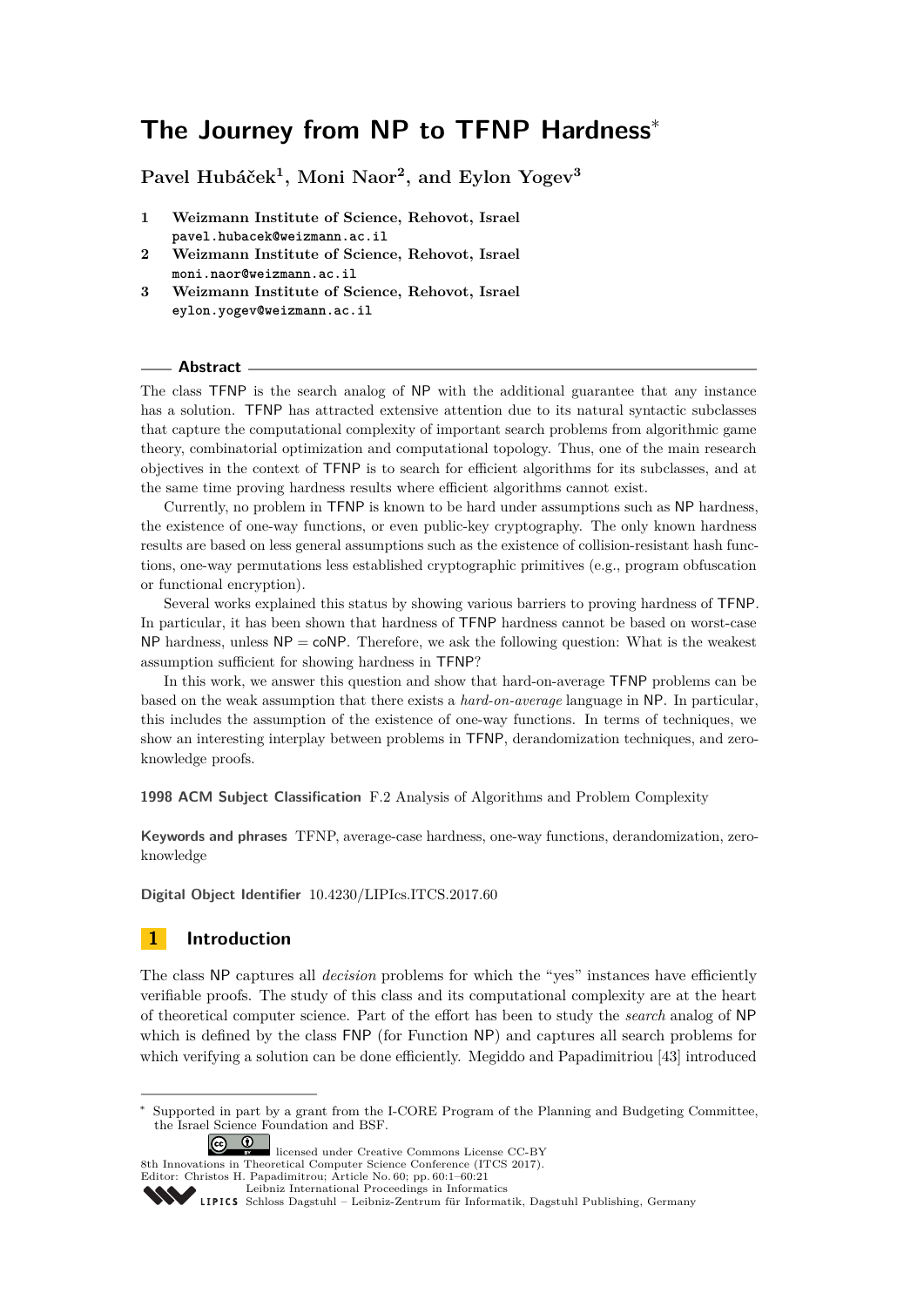# The Journey from NP to TFNP Hardness*

**Pavel Hubáček[1], Moni Naor[2], and Eylon Yogev[3]**

1 **Weizmann Institute of Science, Rehovot, Israel**
`pavel.hubacek@weizmann.ac.il`

2 **Weizmann Institute of Science, Rehovot, Israel**
`moni.naor@weizmann.ac.il`

3 **Weizmann Institute of Science, Rehovot, Israel**
`eylon.yogev@weizmann.ac.il`

## Abstract

The class TFNP is the search analog of NP with the additional guarantee that any instance has a solution. TFNP has attracted extensive attention due to its natural syntactic subclasses that capture the computational complexity of important search problems from algorithmic game theory, combinatorial optimization and computational topology. Thus, one of the main research objectives in the context of TFNP is to search for efficient algorithms for its subclasses, and at the same time proving hardness results where efficient algorithms cannot exist.

Currently, no problem in TFNP is known to be hard under assumptions such as NP hardness, the existence of one-way functions, or even public-key cryptography. The only known hardness results are based on less general assumptions such as the existence of collision-resistant hash functions, one-way permutations less established cryptographic primitives (e.g., program obfuscation or functional encryption).

Several works explained this status by showing various barriers to proving hardness of TFNP. In particular, it has been shown that hardness of TFNP hardness cannot be based on worst-case NP hardness, unless NP = coNP. Therefore, we ask the following question: What is the weakest assumption sufficient for showing hardness in TFNP?

In this work, we answer this question and show that hard-on-average TFNP problems can be based on the weak assumption that there exists a *hard-on-average* language in NP. In particular, this includes the assumption of the existence of one-way functions. In terms of techniques, we show an interesting interplay between problems in TFNP, derandomization techniques, and zero-knowledge proofs.

**1998 ACM Subject Classification** F.2 Analysis of Algorithms and Problem Complexity

**Keywords and phrases** TFNP, average-case hardness, one-way functions, derandomization, zero-knowledge

**Digital Object Identifier** 10.4230/LIPIcs.ITCS.2017.60

## 1 Introduction

The class NP captures all *decision* problems for which the "yes" instances have efficiently verifiable proofs. The study of this class and its computational complexity are at the heart of theoretical computer science. Part of the effort has been to study the *search* analog of NP which is defined by the class FNP (for Function NP) and captures all search problems for which verifying a solution can be done efficiently. Megiddo and Papadimitriou [43] introduced

---

* Supported in part by a grant from the I-CORE Program of the Planning and Budgeting Committee, the Israel Science Foundation and BSF.

licensed under Creative Commons License CC-BY
8th Innovations in Theoretical Computer Science Conference (ITCS 2017).
Editor: Christos H. Papadimitriou; Article No. 60; pp. 60:1–60:21
Leibniz International Proceedings in Informatics
Schloss Dagstuhl – Leibniz-Zentrum für Informatik, Dagstuhl Publishing, Germany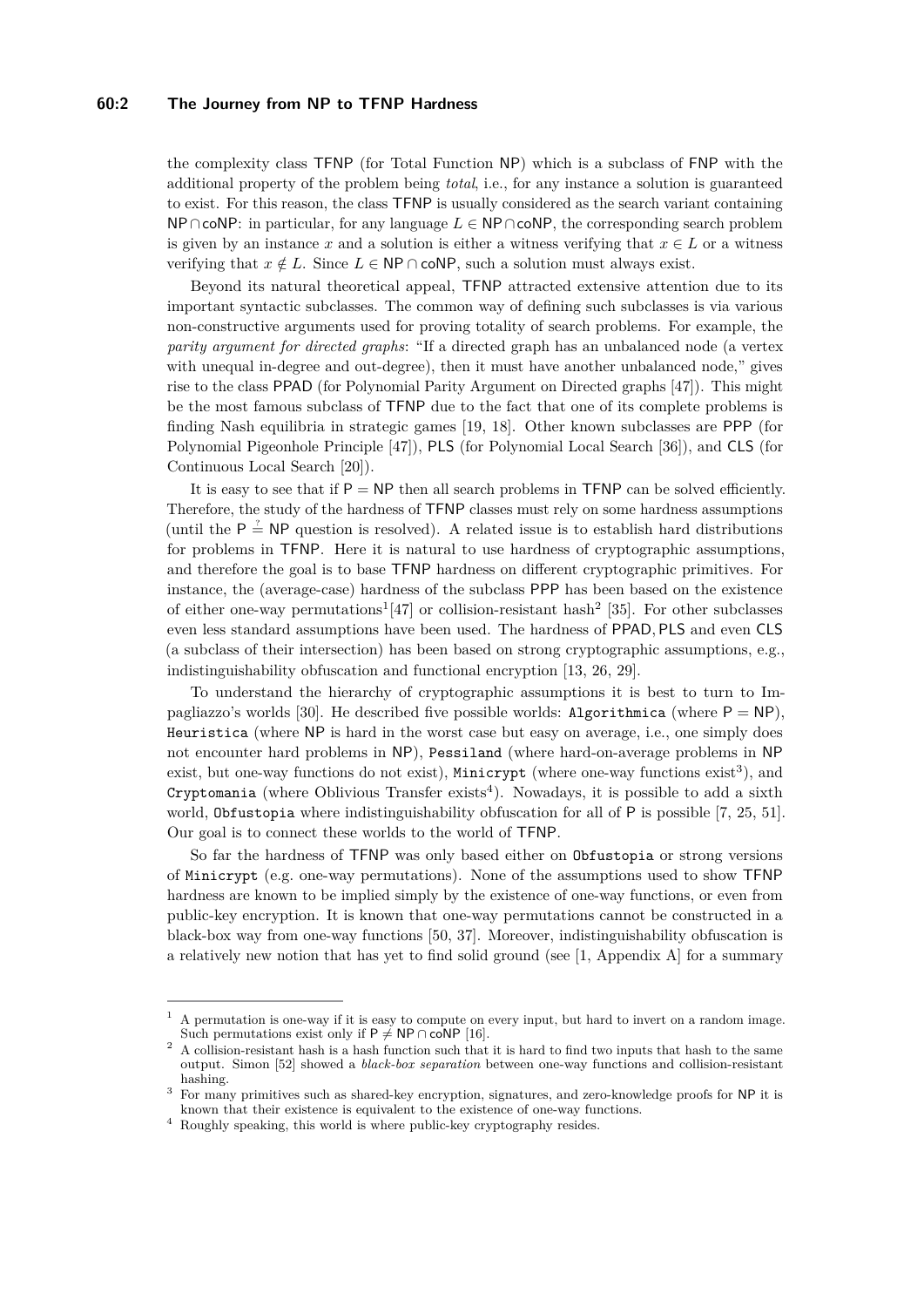the complexity class TFNP (for Total Function NP) which is a subclass of FNP with the additional property of the problem being *total*, i.e., for any instance a solution is guaranteed to exist. For this reason, the class TFNP is usually considered as the search variant containing NP∩coNP: in particular, for any language $L \in \mathsf{NP} \cap \mathsf{coNP}$, the corresponding search problem is given by an instance $x$ and a solution is either a witness verifying that $x \in L$ or a witness verifying that $x \notin L$. Since $L \in \mathsf{NP} \cap \mathsf{coNP}$, such a solution must always exist.

Beyond its natural theoretical appeal, TFNP attracted extensive attention due to its important syntactic subclasses. The common way of defining such subclasses is via various non-constructive arguments used for proving totality of search problems. For example, the *parity argument for directed graphs*: "If a directed graph has an unbalanced node (a vertex with unequal in-degree and out-degree), then it must have another unbalanced node," gives rise to the class PPAD (for Polynomial Parity Argument on Directed graphs [47]). This might be the most famous subclass of TFNP due to the fact that one of its complete problems is finding Nash equilibria in strategic games [19, 18]. Other known subclasses are PPP (for Polynomial Pigeonhole Principle [47]), PLS (for Polynomial Local Search [36]), and CLS (for Continuous Local Search [20]).

It is easy to see that if $\mathsf{P} = \mathsf{NP}$ then all search problems in TFNP can be solved efficiently. Therefore, the study of the hardness of TFNP classes must rely on some hardness assumptions (until the $\mathsf{P} \stackrel{?}{=} \mathsf{NP}$ question is resolved). A related issue is to establish hard distributions for problems in TFNP. Here it is natural to use hardness of cryptographic assumptions, and therefore the goal is to base TFNP hardness on different cryptographic primitives. For instance, the (average-case) hardness of the subclass PPP has been based on the existence of either one-way permutations[1][47] or collision-resistant hash[2] [35]. For other subclasses even less standard assumptions have been used. The hardness of PPAD, PLS and even CLS (a subclass of their intersection) has been based on strong cryptographic assumptions, e.g., indistinguishability obfuscation and functional encryption [13, 26, 29].

To understand the hierarchy of cryptographic assumptions it is best to turn to Impagliazzo's worlds [30]. He described five possible worlds: `Algorithmica` (where $\mathsf{P} = \mathsf{NP}$), `Heuristica` (where NP is hard in the worst case but easy on average, i.e., one simply does not encounter hard problems in NP), `Pessiland` (where hard-on-average problems in NP exist, but one-way functions do not exist), `Minicrypt` (where one-way functions exist[3]), and `Cryptomania` (where Oblivious Transfer exists[4]). Nowadays, it is possible to add a sixth world, `Obfustopia` where indistinguishability obfuscation for all of P is possible [7, 25, 51]. Our goal is to connect these worlds to the world of TFNP.

So far the hardness of TFNP was only based either on `Obfustopia` or strong versions of `Minicrypt` (e.g. one-way permutations). None of the assumptions used to show TFNP hardness are known to be implied simply by the existence of one-way functions, or even from public-key encryption. It is known that one-way permutations cannot be constructed in a black-box way from one-way functions [50, 37]. Moreover, indistinguishability obfuscation is a relatively new notion that has yet to find solid ground (see [1, Appendix A] for a summary

---

[1] A permutation is one-way if it is easy to compute on every input, but hard to invert on a random image. Such permutations exist only if $\mathsf{P} \neq \mathsf{NP} \cap \mathsf{coNP}$ [16].

[2] A collision-resistant hash is a hash function such that it is hard to find two inputs that hash to the same output. Simon [52] showed a *black-box separation* between one-way functions and collision-resistant hashing.

[3] For many primitives such as shared-key encryption, signatures, and zero-knowledge proofs for NP it is known that their existence is equivalent to the existence of one-way functions.

[4] Roughly speaking, this world is where public-key cryptography resides.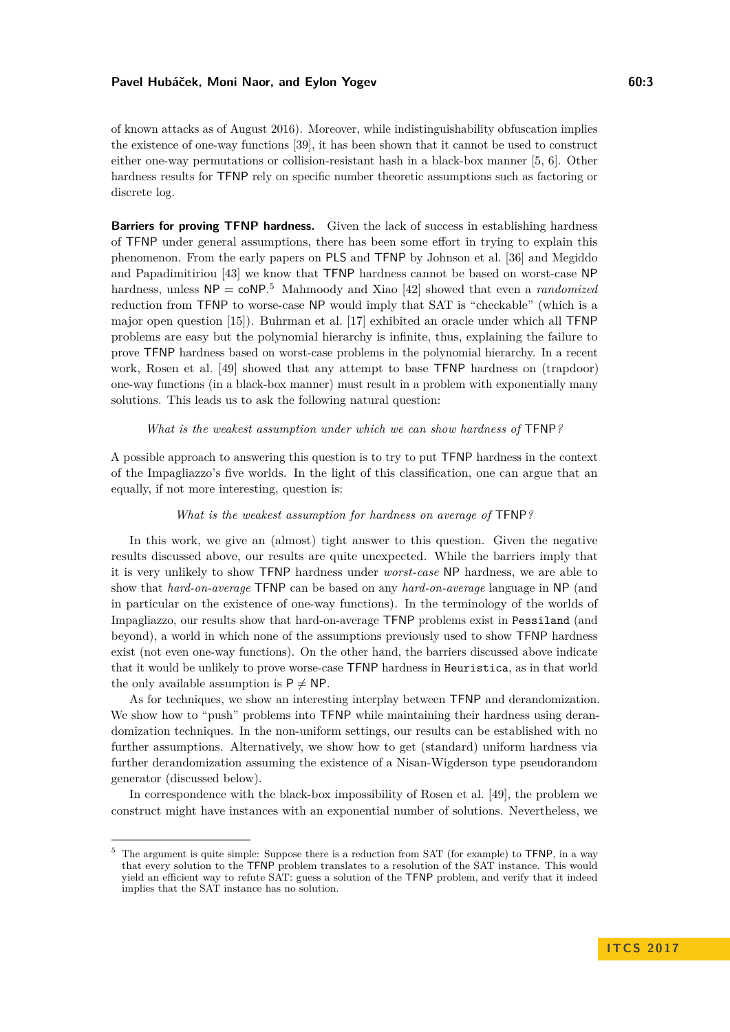of known attacks as of August 2016). Moreover, while indistinguishability obfuscation implies the existence of one-way functions [39], it has been shown that it cannot be used to construct either one-way permutations or collision-resistant hash in a black-box manner [5, 6]. Other hardness results for TFNP rely on specific number theoretic assumptions such as factoring or discrete log.

**Barriers for proving TFNP hardness.** Given the lack of success in establishing hardness of TFNP under general assumptions, there has been some effort in trying to explain this phenomenon. From the early papers on PLS and TFNP by Johnson et al. [36] and Megiddo and Papadimitiriou [43] we know that TFNP hardness cannot be based on worst-case NP hardness, unless NP = coNP.[5] Mahmoody and Xiao [42] showed that even a *randomized* reduction from TFNP to worse-case NP would imply that SAT is "checkable" (which is a major open question [15]). Buhrman et al. [17] exhibited an oracle under which all TFNP problems are easy but the polynomial hierarchy is infinite, thus, explaining the failure to prove TFNP hardness based on worst-case problems in the polynomial hierarchy. In a recent work, Rosen et al. [49] showed that any attempt to base TFNP hardness on (trapdoor) one-way functions (in a black-box manner) must result in a problem with exponentially many solutions. This leads us to ask the following natural question:

*What is the weakest assumption under which we can show hardness of* TFNP*?*

A possible approach to answering this question is to try to put TFNP hardness in the context of the Impagliazzo's five worlds. In the light of this classification, one can argue that an equally, if not more interesting, question is:

*What is the weakest assumption for hardness on average of* TFNP*?*

In this work, we give an (almost) tight answer to this question. Given the negative results discussed above, our results are quite unexpected. While the barriers imply that it is very unlikely to show TFNP hardness under *worst-case* NP hardness, we are able to show that *hard-on-average* TFNP can be based on any *hard-on-average* language in NP (and in particular on the existence of one-way functions). In the terminology of the worlds of Impagliazzo, our results show that hard-on-average TFNP problems exist in Pessiland (and beyond), a world in which none of the assumptions previously used to show TFNP hardness exist (not even one-way functions). On the other hand, the barriers discussed above indicate that it would be unlikely to prove worst-case TFNP hardness in Heuristica, as in that world the only available assumption is $\mathsf{P} \neq \mathsf{NP}$.

As for techniques, we show an interesting interplay between TFNP and derandomization. We show how to "push" problems into TFNP while maintaining their hardness using derandomization techniques. In the non-uniform settings, our results can be established with no further assumptions. Alternatively, we show how to get (standard) uniform hardness via further derandomization assuming the existence of a Nisan-Wigderson type pseudorandom generator (discussed below).

In correspondence with the black-box impossibility of Rosen et al. [49], the problem we construct might have instances with an exponential number of solutions. Nevertheless, we

---

[5] The argument is quite simple: Suppose there is a reduction from SAT (for example) to TFNP, in a way that every solution to the TFNP problem translates to a resolution of the SAT instance. This would yield an efficient way to refute SAT: guess a solution of the TFNP problem, and verify that it indeed implies that the SAT instance has no solution.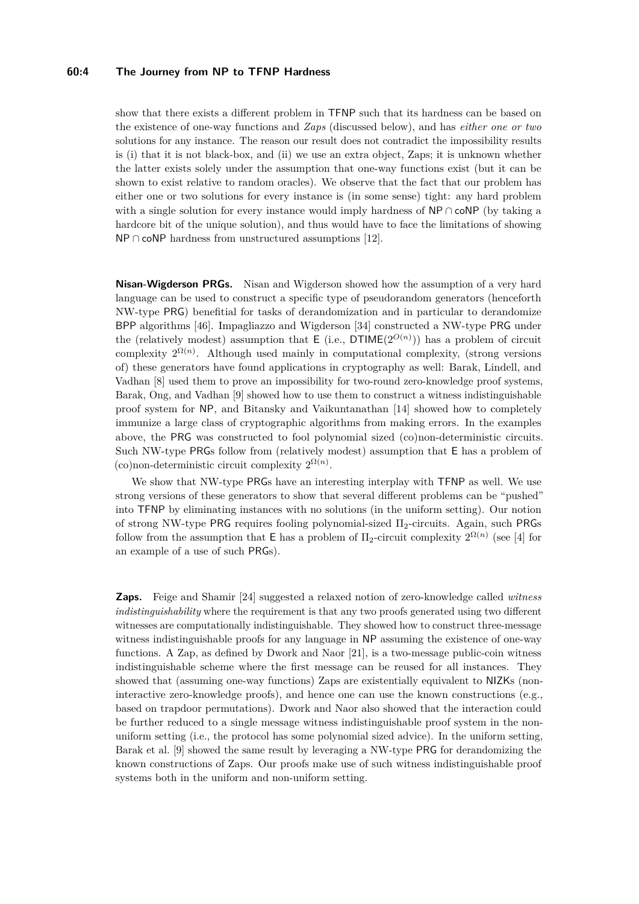show that there exists a different problem in TFNP such that its hardness can be based on the existence of one-way functions and *Zaps* (discussed below), and has *either one or two* solutions for any instance. The reason our result does not contradict the impossibility results is (i) that it is not black-box, and (ii) we use an extra object, Zaps; it is unknown whether the latter exists solely under the assumption that one-way functions exist (but it can be shown to exist relative to random oracles). We observe that the fact that our problem has either one or two solutions for every instance is (in some sense) tight: any hard problem with a single solution for every instance would imply hardness of NP ∩ coNP (by taking a hardcore bit of the unique solution), and thus would have to face the limitations of showing NP ∩ coNP hardness from unstructured assumptions [12].

**Nisan-Wigderson PRGs.** Nisan and Wigderson showed how the assumption of a very hard language can be used to construct a specific type of pseudorandom generators (henceforth NW-type PRG) benefitial for tasks of derandomization and in particular to derandomize BPP algorithms [46]. Impagliazzo and Wigderson [34] constructed a NW-type PRG under the (relatively modest) assumption that E (i.e., $\mathsf{DTIME}(2^{O(n)})$) has a problem of circuit complexity $2^{\Omega(n)}$. Although used mainly in computational complexity, (strong versions of) these generators have found applications in cryptography as well: Barak, Lindell, and Vadhan [8] used them to prove an impossibility for two-round zero-knowledge proof systems, Barak, Ong, and Vadhan [9] showed how to use them to construct a witness indistinguishable proof system for NP, and Bitansky and Vaikuntanathan [14] showed how to completely immunize a large class of cryptographic algorithms from making errors. In the examples above, the PRG was constructed to fool polynomial sized (co)non-deterministic circuits. Such NW-type PRGs follow from (relatively modest) assumption that E has a problem of (co)non-deterministic circuit complexity $2^{\Omega(n)}$.

We show that NW-type PRGs have an interesting interplay with TFNP as well. We use strong versions of these generators to show that several different problems can be "pushed" into TFNP by eliminating instances with no solutions (in the uniform setting). Our notion of strong NW-type PRG requires fooling polynomial-sized $\Pi_2$-circuits. Again, such PRGs follow from the assumption that E has a problem of $\Pi_2$-circuit complexity $2^{\Omega(n)}$ (see [4] for an example of a use of such PRGs).

**Zaps.** Feige and Shamir [24] suggested a relaxed notion of zero-knowledge called *witness indistinguishability* where the requirement is that any two proofs generated using two different witnesses are computationally indistinguishable. They showed how to construct three-message witness indistinguishable proofs for any language in NP assuming the existence of one-way functions. A Zap, as defined by Dwork and Naor [21], is a two-message public-coin witness indistinguishable scheme where the first message can be reused for all instances. They showed that (assuming one-way functions) Zaps are existentially equivalent to NIZKs (non-interactive zero-knowledge proofs), and hence one can use the known constructions (e.g., based on trapdoor permutations). Dwork and Naor also showed that the interaction could be further reduced to a single message witness indistinguishable proof system in the non-uniform setting (i.e., the protocol has some polynomial sized advice). In the uniform setting, Barak et al. [9] showed the same result by leveraging a NW-type PRG for derandomizing the known constructions of Zaps. Our proofs make use of such witness indistinguishable proof systems both in the uniform and non-uniform setting.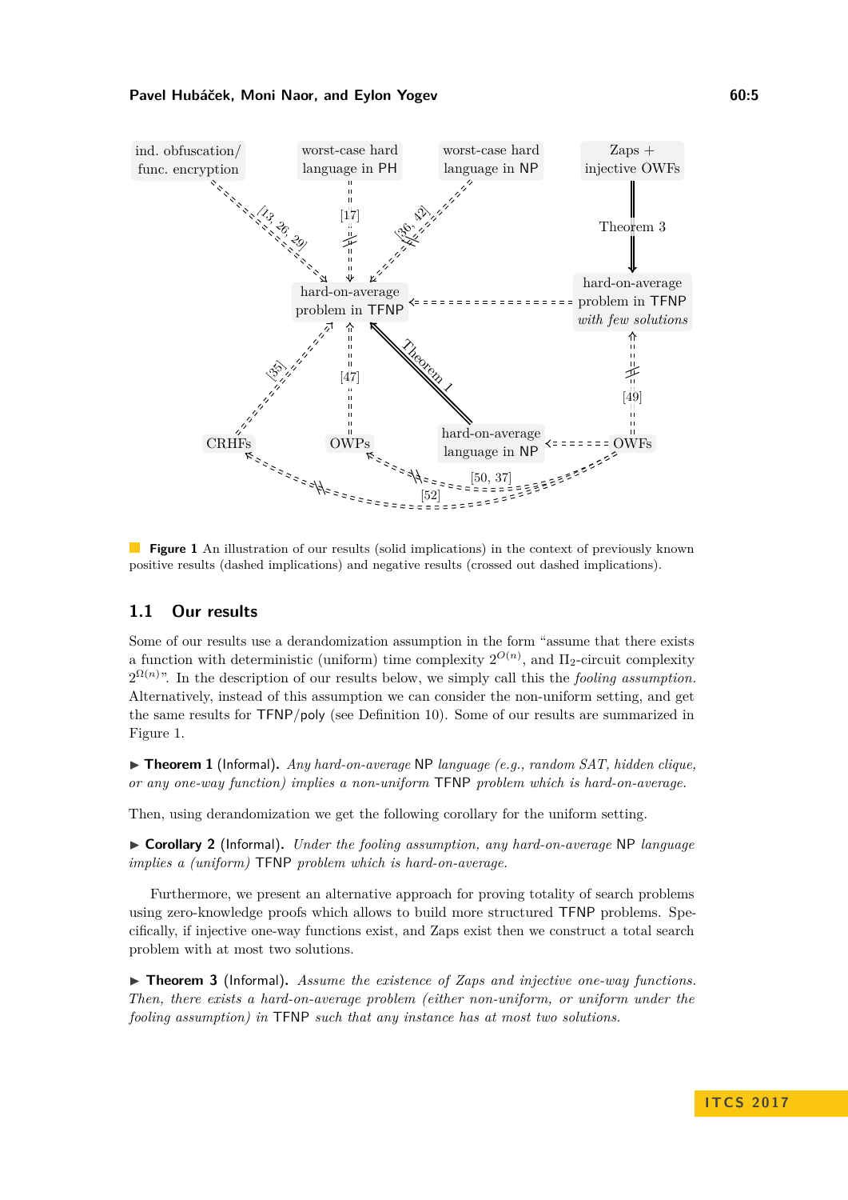**Figure 1** An illustration of our results (solid implications) in the context of previously known positive results (dashed implications) and negative results (crossed out dashed implications).

## 1.1 Our results

Some of our results use a derandomization assumption in the form "assume that there exists a function with deterministic (uniform) time complexity $2^{O(n)}$, and $\Pi_2$-circuit complexity $2^{\Omega(n)}$". In the description of our results below, we simply call this the *fooling assumption*. Alternatively, instead of this assumption we can consider the non-uniform setting, and get the same results for TFNP/poly (see Definition 10). Some of our results are summarized in Figure 1.

▶ **Theorem 1** (Informal). *Any hard-on-average* NP *language (e.g., random SAT, hidden clique, or any one-way function) implies a non-uniform* TFNP *problem which is hard-on-average.*

Then, using derandomization we get the following corollary for the uniform setting.

▶ **Corollary 2** (Informal). *Under the fooling assumption, any hard-on-average* NP *language implies a (uniform)* TFNP *problem which is hard-on-average.*

Furthermore, we present an alternative approach for proving totality of search problems using zero-knowledge proofs which allows to build more structured TFNP problems. Specifically, if injective one-way functions exist, and Zaps exist then we construct a total search problem with at most two solutions.

▶ **Theorem 3** (Informal). *Assume the existence of Zaps and injective one-way functions. Then, there exists a hard-on-average problem (either non-uniform, or uniform under the fooling assumption) in* TFNP *such that any instance has at most two solutions.*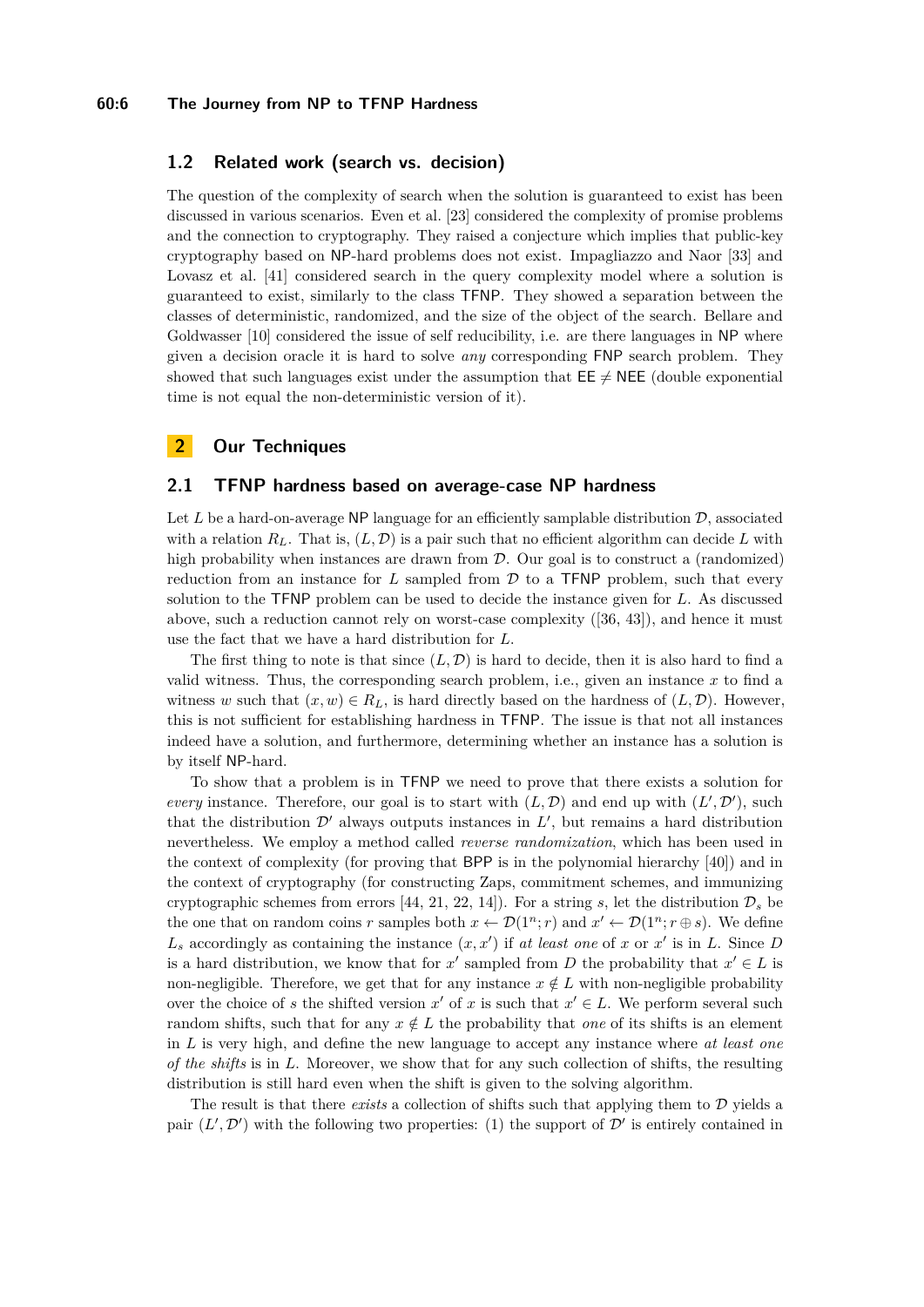## 1.2 Related work (search vs. decision)

The question of the complexity of search when the solution is guaranteed to exist has been discussed in various scenarios. Even et al. [23] considered the complexity of promise problems and the connection to cryptography. They raised a conjecture which implies that public-key cryptography based on NP-hard problems does not exist. Impagliazzo and Naor [33] and Lovasz et al. [41] considered search in the query complexity model where a solution is guaranteed to exist, similarly to the class TFNP. They showed a separation between the classes of deterministic, randomized, and the size of the object of the search. Bellare and Goldwasser [10] considered the issue of self reducibility, i.e. are there languages in NP where given a decision oracle it is hard to solve *any* corresponding FNP search problem. They showed that such languages exist under the assumption that $\mathsf{EE} \neq \mathsf{NEE}$ (double exponential time is not equal the non-deterministic version of it).

# 2 Our Techniques

## 2.1 TFNP hardness based on average-case NP hardness

Let $L$ be a hard-on-average NP language for an efficiently samplable distribution $\mathcal{D}$, associated with a relation $R_L$. That is, $(L, \mathcal{D})$ is a pair such that no efficient algorithm can decide $L$ with high probability when instances are drawn from $\mathcal{D}$. Our goal is to construct a (randomized) reduction from an instance for $L$ sampled from $\mathcal{D}$ to a TFNP problem, such that every solution to the TFNP problem can be used to decide the instance given for $L$. As discussed above, such a reduction cannot rely on worst-case complexity ([36, 43]), and hence it must use the fact that we have a hard distribution for $L$.

The first thing to note is that since $(L, \mathcal{D})$ is hard to decide, then it is also hard to find a valid witness. Thus, the corresponding search problem, i.e., given an instance $x$ to find a witness $w$ such that $(x, w) \in R_L$, is hard directly based on the hardness of $(L, \mathcal{D})$. However, this is not sufficient for establishing hardness in TFNP. The issue is that not all instances indeed have a solution, and furthermore, determining whether an instance has a solution is by itself NP-hard.

To show that a problem is in TFNP we need to prove that there exists a solution for *every* instance. Therefore, our goal is to start with $(L, \mathcal{D})$ and end up with $(L', \mathcal{D}')$, such that the distribution $\mathcal{D}'$ always outputs instances in $L'$, but remains a hard distribution nevertheless. We employ a method called *reverse randomization*, which has been used in the context of complexity (for proving that BPP is in the polynomial hierarchy [40]) and in the context of cryptography (for constructing Zaps, commitment schemes, and immunizing cryptographic schemes from errors [44, 21, 22, 14]). For a string $s$, let the distribution $\mathcal{D}_s$ be the one that on random coins $r$ samples both $x \leftarrow \mathcal{D}(1^n; r)$ and $x' \leftarrow \mathcal{D}(1^n; r \oplus s)$. We define $L_s$ accordingly as containing the instance $(x, x')$ if *at least one* of $x$ or $x'$ is in $L$. Since $D$ is a hard distribution, we know that for $x'$ sampled from $D$ the probability that $x' \in L$ is non-negligible. Therefore, we get that for any instance $x \notin L$ with non-negligible probability over the choice of $s$ the shifted version $x'$ of $x$ is such that $x' \in L$. We perform several such random shifts, such that for any $x \notin L$ the probability that *one* of its shifts is an element in $L$ is very high, and define the new language to accept any instance where *at least one of the shifts* is in $L$. Moreover, we show that for any such collection of shifts, the resulting distribution is still hard even when the shift is given to the solving algorithm.

The result is that there *exists* a collection of shifts such that applying them to $\mathcal{D}$ yields a pair $(L', \mathcal{D}')$ with the following two properties: (1) the support of $\mathcal{D}'$ is entirely contained in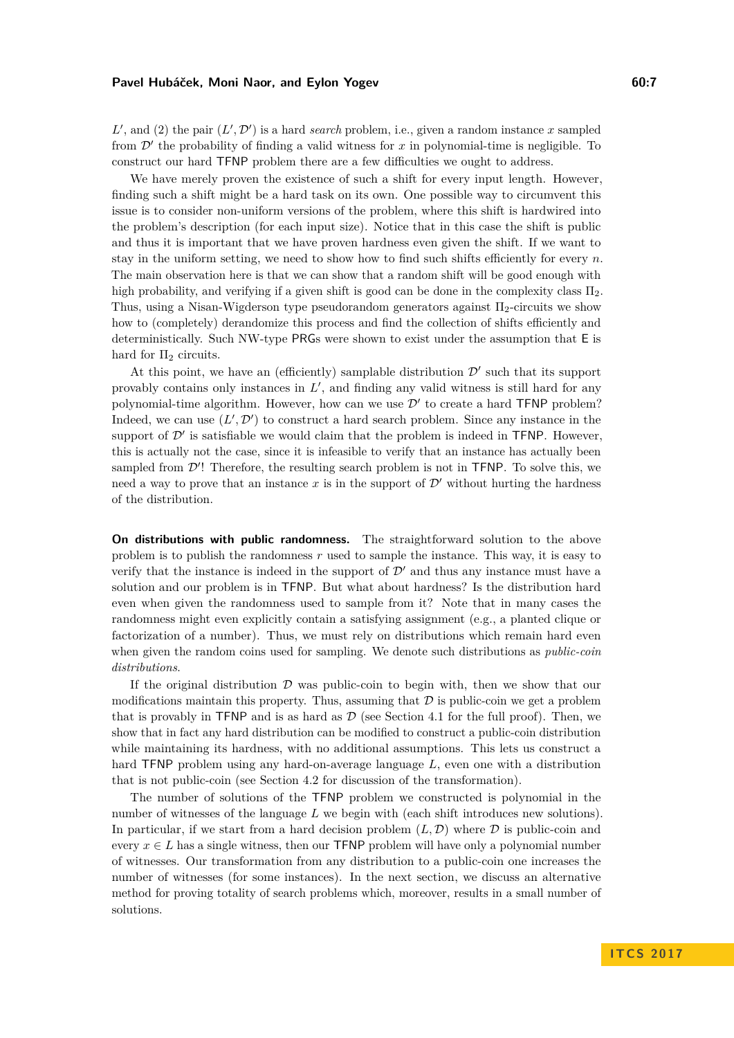$L'$, and (2) the pair $(L', \mathcal{D}')$ is a hard *search* problem, i.e., given a random instance $x$ sampled from $\mathcal{D}'$ the probability of finding a valid witness for $x$ in polynomial-time is negligible. To construct our hard TFNP problem there are a few difficulties we ought to address.

We have merely proven the existence of such a shift for every input length. However, finding such a shift might be a hard task on its own. One possible way to circumvent this issue is to consider non-uniform versions of the problem, where this shift is hardwired into the problem's description (for each input size). Notice that in this case the shift is public and thus it is important that we have proven hardness even given the shift. If we want to stay in the uniform setting, we need to show how to find such shifts efficiently for every $n$. The main observation here is that we can show that a random shift will be good enough with high probability, and verifying if a given shift is good can be done in the complexity class $\Pi_2$. Thus, using a Nisan-Wigderson type pseudorandom generators against $\Pi_2$-circuits we show how to (completely) derandomize this process and find the collection of shifts efficiently and deterministically. Such NW-type PRGs were shown to exist under the assumption that E is hard for $\Pi_2$ circuits.

At this point, we have an (efficiently) samplable distribution $\mathcal{D}'$ such that its support provably contains only instances in $L'$, and finding any valid witness is still hard for any polynomial-time algorithm. However, how can we use $\mathcal{D}'$ to create a hard TFNP problem? Indeed, we can use $(L', \mathcal{D}')$ to construct a hard search problem. Since any instance in the support of $\mathcal{D}'$ is satisfiable we would claim that the problem is indeed in TFNP. However, this is actually not the case, since it is infeasible to verify that an instance has actually been sampled from $\mathcal{D}'$! Therefore, the resulting search problem is not in TFNP. To solve this, we need a way to prove that an instance $x$ is in the support of $\mathcal{D}'$ without hurting the hardness of the distribution.

**On distributions with public randomness.** The straightforward solution to the above problem is to publish the randomness $r$ used to sample the instance. This way, it is easy to verify that the instance is indeed in the support of $\mathcal{D}'$ and thus any instance must have a solution and our problem is in TFNP. But what about hardness? Is the distribution hard even when given the randomness used to sample from it? Note that in many cases the randomness might even explicitly contain a satisfying assignment (e.g., a planted clique or factorization of a number). Thus, we must rely on distributions which remain hard even when given the random coins used for sampling. We denote such distributions as *public-coin distributions*.

If the original distribution $\mathcal{D}$ was public-coin to begin with, then we show that our modifications maintain this property. Thus, assuming that $\mathcal{D}$ is public-coin we get a problem that is provably in TFNP and is as hard as $\mathcal{D}$ (see Section 4.1 for the full proof). Then, we show that in fact any hard distribution can be modified to construct a public-coin distribution while maintaining its hardness, with no additional assumptions. This lets us construct a hard TFNP problem using any hard-on-average language $L$, even one with a distribution that is not public-coin (see Section 4.2 for discussion of the transformation).

The number of solutions of the TFNP problem we constructed is polynomial in the number of witnesses of the language $L$ we begin with (each shift introduces new solutions). In particular, if we start from a hard decision problem $(L, \mathcal{D})$ where $\mathcal{D}$ is public-coin and every $x \in L$ has a single witness, then our TFNP problem will have only a polynomial number of witnesses. Our transformation from any distribution to a public-coin one increases the number of witnesses (for some instances). In the next section, we discuss an alternative method for proving totality of search problems which, moreover, results in a small number of solutions.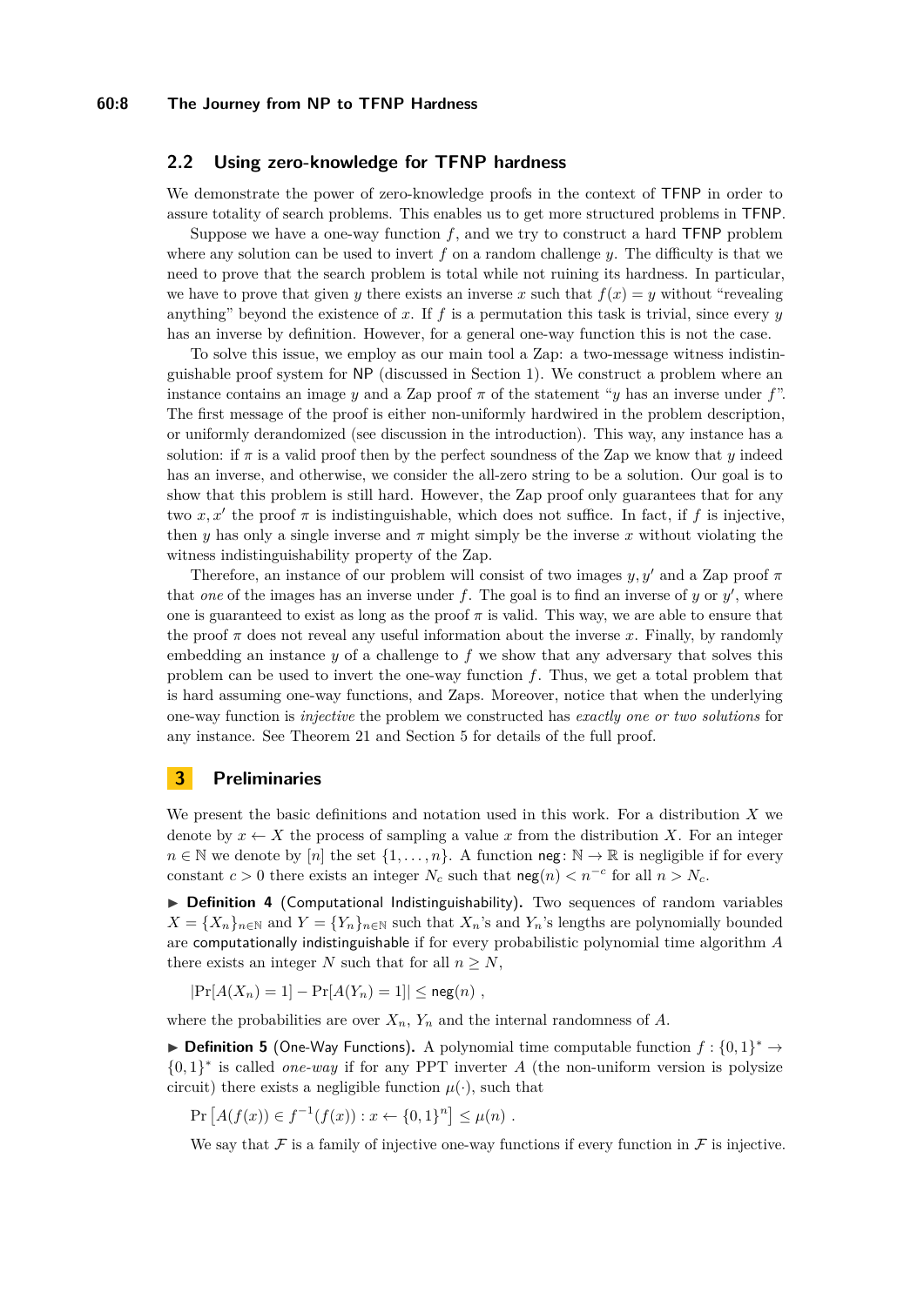## 2.2 Using zero-knowledge for TFNP hardness

We demonstrate the power of zero-knowledge proofs in the context of TFNP in order to assure totality of search problems. This enables us to get more structured problems in TFNP.

Suppose we have a one-way function $f$, and we try to construct a hard TFNP problem where any solution can be used to invert $f$ on a random challenge $y$. The difficulty is that we need to prove that the search problem is total while not ruining its hardness. In particular, we have to prove that given $y$ there exists an inverse $x$ such that $f(x) = y$ without "revealing anything" beyond the existence of $x$. If $f$ is a permutation this task is trivial, since every $y$ has an inverse by definition. However, for a general one-way function this is not the case.

To solve this issue, we employ as our main tool a Zap: a two-message witness indistinguishable proof system for NP (discussed in Section 1). We construct a problem where an instance contains an image $y$ and a Zap proof $\pi$ of the statement "$y$ has an inverse under $f$". The first message of the proof is either non-uniformly hardwired in the problem description, or uniformly derandomized (see discussion in the introduction). This way, any instance has a solution: if $\pi$ is a valid proof then by the perfect soundness of the Zap we know that $y$ indeed has an inverse, and otherwise, we consider the all-zero string to be a solution. Our goal is to show that this problem is still hard. However, the Zap proof only guarantees that for any two $x, x'$ the proof $\pi$ is indistinguishable, which does not suffice. In fact, if $f$ is injective, then $y$ has only a single inverse and $\pi$ might simply be the inverse $x$ without violating the witness indistinguishability property of the Zap.

Therefore, an instance of our problem will consist of two images $y, y'$ and a Zap proof $\pi$ that *one* of the images has an inverse under $f$. The goal is to find an inverse of $y$ or $y'$, where one is guaranteed to exist as long as the proof $\pi$ is valid. This way, we are able to ensure that the proof $\pi$ does not reveal any useful information about the inverse $x$. Finally, by randomly embedding an instance $y$ of a challenge to $f$ we show that any adversary that solves this problem can be used to invert the one-way function $f$. Thus, we get a total problem that is hard assuming one-way functions, and Zaps. Moreover, notice that when the underlying one-way function is *injective* the problem we constructed has *exactly one or two solutions* for any instance. See Theorem 21 and Section 5 for details of the full proof.

# 3 Preliminaries

We present the basic definitions and notation used in this work. For a distribution $X$ we denote by $x \leftarrow X$ the process of sampling a value $x$ from the distribution $X$. For an integer $n \in \mathbb{N}$ we denote by $[n]$ the set $\{1, \ldots, n\}$. A function $\mathsf{neg}\colon \mathbb{N} \to \mathbb{R}$ is negligible if for every constant $c > 0$ there exists an integer $N_c$ such that $\mathsf{neg}(n) < n^{-c}$ for all $n > N_c$.

▶ **Definition 4** (Computational Indistinguishability). Two sequences of random variables $X = \{X_n\}_{n\in\mathbb{N}}$ and $Y = \{Y_n\}_{n\in\mathbb{N}}$ such that $X_n$'s and $Y_n$'s lengths are polynomially bounded are computationally indistinguishable if for every probabilistic polynomial time algorithm $A$ there exists an integer $N$ such that for all $n \geq N$,

$$|\Pr[A(X_n) = 1] - \Pr[A(Y_n) = 1]| \leq \mathsf{neg}(n) \ ,$$

where the probabilities are over $X_n$, $Y_n$ and the internal randomness of $A$.

▶ **Definition 5** (One-Way Functions). A polynomial time computable function $f : \{0,1\}^* \to \{0,1\}^*$ is called *one-way* if for any PPT inverter $A$ (the non-uniform version is polysize circuit) there exists a negligible function $\mu(\cdot)$, such that

$$\Pr\left[A(f(x)) \in f^{-1}(f(x)) : x \leftarrow \{0,1\}^n\right] \leq \mu(n) \ .$$

We say that $\mathcal{F}$ is a family of injective one-way functions if every function in $\mathcal{F}$ is injective.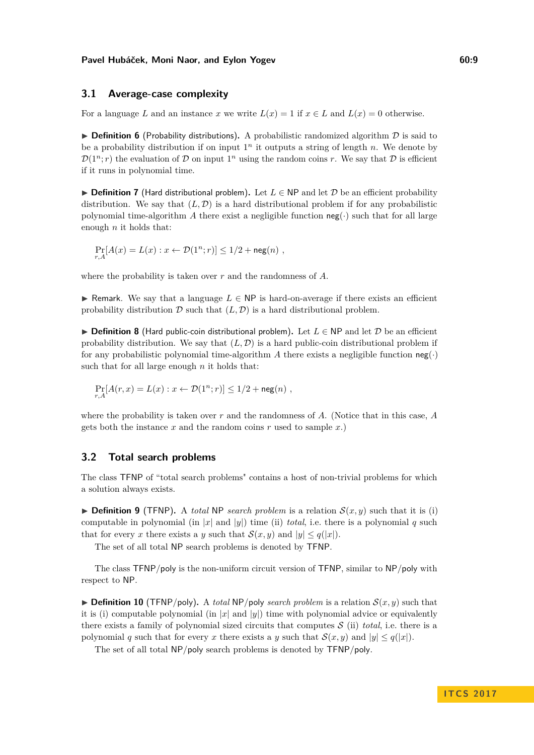## 3.1 Average-case complexity

For a language $L$ and an instance $x$ we write $L(x) = 1$ if $x \in L$ and $L(x) = 0$ otherwise.

▶ **Definition 6** (Probability distributions). A probabilistic randomized algorithm $\mathcal{D}$ is said to be a probability distribution if on input $1^n$ it outputs a string of length $n$. We denote by $\mathcal{D}(1^n; r)$ the evaluation of $\mathcal{D}$ on input $1^n$ using the random coins $r$. We say that $\mathcal{D}$ is efficient if it runs in polynomial time.

▶ **Definition 7** (Hard distributional problem). Let $L \in \mathsf{NP}$ and let $\mathcal{D}$ be an efficient probability distribution. We say that $(L, \mathcal{D})$ is a hard distributional problem if for any probabilistic polynomial time-algorithm $A$ there exist a negligible function $\mathsf{neg}(\cdot)$ such that for all large enough $n$ it holds that:

$$\Pr_{r,A}[A(x) = L(x) : x \leftarrow \mathcal{D}(1^n; r)] \leq 1/2 + \mathsf{neg}(n) ,$$

where the probability is taken over $r$ and the randomness of $A$.

▶ Remark. We say that a language $L \in \mathsf{NP}$ is hard-on-average if there exists an efficient probability distribution $\mathcal{D}$ such that $(L, \mathcal{D})$ is a hard distributional problem.

▶ **Definition 8** (Hard public-coin distributional problem). Let $L \in \mathsf{NP}$ and let $\mathcal{D}$ be an efficient probability distribution. We say that $(L, \mathcal{D})$ is a hard public-coin distributional problem if for any probabilistic polynomial time-algorithm $A$ there exists a negligible function $\mathsf{neg}(\cdot)$ such that for all large enough $n$ it holds that:

$$\Pr_{r,A}[A(r, x) = L(x) : x \leftarrow \mathcal{D}(1^n; r)] \leq 1/2 + \mathsf{neg}(n) ,$$

where the probability is taken over $r$ and the randomness of $A$. (Notice that in this case, $A$ gets both the instance $x$ and the random coins $r$ used to sample $x$.)

## 3.2 Total search problems

The class $\mathsf{TFNP}$ of "total search problems" contains a host of non-trivial problems for which a solution always exists.

▶ **Definition 9** (TFNP). A *total* $\mathsf{NP}$ *search problem* is a relation $\mathcal{S}(x, y)$ such that it is (i) computable in polynomial (in $|x|$ and $|y|$) time (ii) *total*, i.e. there is a polynomial $q$ such that for every $x$ there exists a $y$ such that $\mathcal{S}(x, y)$ and $|y| \leq q(|x|)$.

The set of all total $\mathsf{NP}$ search problems is denoted by $\mathsf{TFNP}$.

The class $\mathsf{TFNP/poly}$ is the non-uniform circuit version of $\mathsf{TFNP}$, similar to $\mathsf{NP/poly}$ with respect to $\mathsf{NP}$.

▶ **Definition 10** (TFNP/poly). A *total* $\mathsf{NP/poly}$ *search problem* is a relation $\mathcal{S}(x, y)$ such that it is (i) computable polynomial (in $|x|$ and $|y|$) time with polynomial advice or equivalently there exists a family of polynomial sized circuits that computes $\mathcal{S}$ (ii) *total*, i.e. there is a polynomial $q$ such that for every $x$ there exists a $y$ such that $\mathcal{S}(x, y)$ and $|y| \leq q(|x|)$.

The set of all total $\mathsf{NP/poly}$ search problems is denoted by $\mathsf{TFNP/poly}$.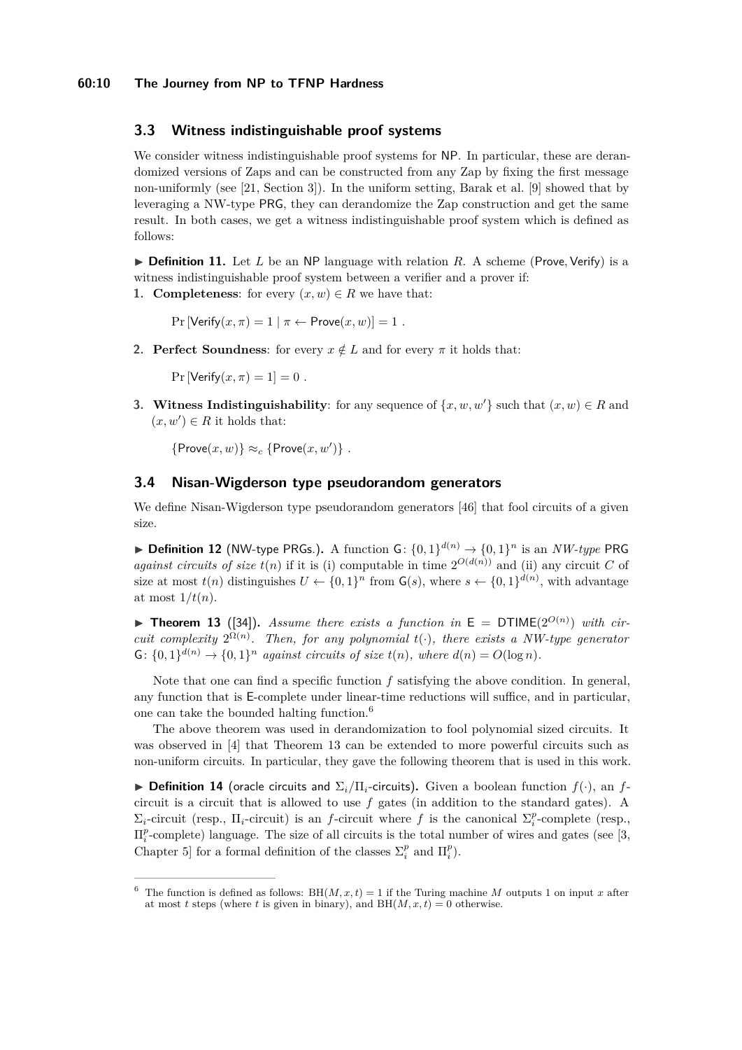## 3.3 Witness indistinguishable proof systems

We consider witness indistinguishable proof systems for NP. In particular, these are derandomized versions of Zaps and can be constructed from any Zap by fixing the first message non-uniformly (see [21, Section 3]). In the uniform setting, Barak et al. [9] showed that by leveraging a NW-type PRG, they can derandomize the Zap construction and get the same result. In both cases, we get a witness indistinguishable proof system which is defined as follows:

▶ **Definition 11.** Let $L$ be an NP language with relation $R$. A scheme (Prove, Verify) is a witness indistinguishable proof system between a verifier and a prover if:

1. **Completeness**: for every $(x, w) \in R$ we have that:

   $$\Pr[\mathsf{Verify}(x, \pi) = 1 \mid \pi \leftarrow \mathsf{Prove}(x, w)] = 1 \ .$$

2. **Perfect Soundness**: for every $x \notin L$ and for every $\pi$ it holds that:

   $$\Pr[\mathsf{Verify}(x, \pi) = 1] = 0 \ .$$

3. **Witness Indistinguishability**: for any sequence of $\{x, w, w'\}$ such that $(x, w) \in R$ and $(x, w') \in R$ it holds that:

   $$\{\mathsf{Prove}(x, w)\} \approx_c \{\mathsf{Prove}(x, w')\} \ .$$

## 3.4 Nisan-Wigderson type pseudorandom generators

We define Nisan-Wigderson type pseudorandom generators [46] that fool circuits of a given size.

▶ **Definition 12** (NW-type PRGs.)**.** A function $\mathsf{G}\colon \{0,1\}^{d(n)} \to \{0,1\}^n$ is an *NW-type* PRG *against circuits of size* $t(n)$ if it is (i) computable in time $2^{O(d(n))}$ and (ii) any circuit $C$ of size at most $t(n)$ distinguishes $U \leftarrow \{0,1\}^n$ from $\mathsf{G}(s)$, where $s \leftarrow \{0,1\}^{d(n)}$, with advantage at most $1/t(n)$.

▶ **Theorem 13** ([34])**.** *Assume there exists a function in* $\mathsf{E} = \mathsf{DTIME}(2^{O(n)})$ *with circuit complexity* $2^{\Omega(n)}$*. Then, for any polynomial* $t(\cdot)$*, there exists a NW-type generator* $\mathsf{G}\colon \{0,1\}^{d(n)} \to \{0,1\}^n$ *against circuits of size* $t(n)$*, where* $d(n) = O(\log n)$*.*

Note that one can find a specific function $f$ satisfying the above condition. In general, any function that is E-complete under linear-time reductions will suffice, and in particular, one can take the bounded halting function.[6]

The above theorem was used in derandomization to fool polynomial sized circuits. It was observed in [4] that Theorem 13 can be extended to more powerful circuits such as non-uniform circuits. In particular, they gave the following theorem that is used in this work.

▶ **Definition 14** (oracle circuits and $\Sigma_i/\Pi_i$-circuits)**.** Given a boolean function $f(\cdot)$, an $f$-circuit is a circuit that is allowed to use $f$ gates (in addition to the standard gates). A $\Sigma_i$-circuit (resp., $\Pi_i$-circuit) is an $f$-circuit where $f$ is the canonical $\Sigma_i^p$-complete (resp., $\Pi_i^p$-complete) language. The size of all circuits is the total number of wires and gates (see [3, Chapter 5] for a formal definition of the classes $\Sigma_i^p$ and $\Pi_i^p$).

---

[6] The function is defined as follows: $\mathrm{BH}(M, x, t) = 1$ if the Turing machine $M$ outputs 1 on input $x$ after at most $t$ steps (where $t$ is given in binary), and $\mathrm{BH}(M, x, t) = 0$ otherwise.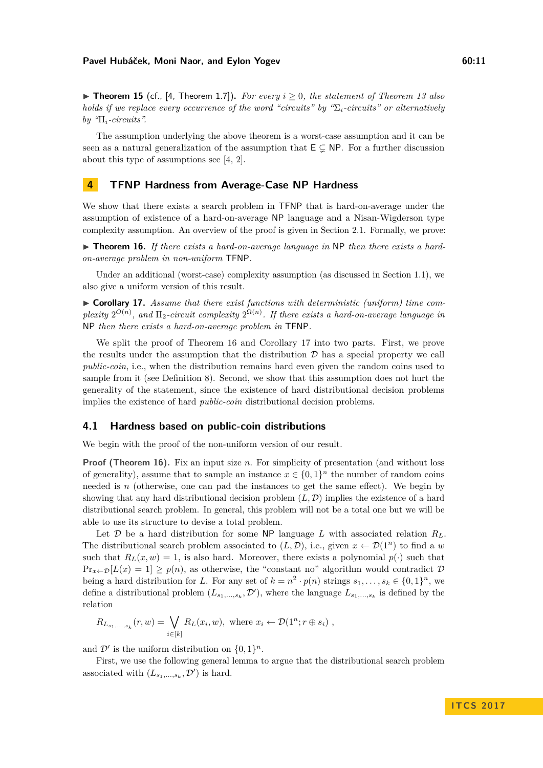▶ **Theorem 15** (cf., [4, Theorem 1.7]). *For every $i \geq 0$, the statement of Theorem 13 also holds if we replace every occurrence of the word "circuits" by "$\Sigma_i$-circuits" or alternatively by "$\Pi_i$-circuits".*

The assumption underlying the above theorem is a worst-case assumption and it can be seen as a natural generalization of the assumption that $\mathsf{E} \subsetneq \mathsf{NP}$. For a further discussion about this type of assumptions see [4, 2].

# 4 TFNP Hardness from Average-Case NP Hardness

We show that there exists a search problem in TFNP that is hard-on-average under the assumption of existence of a hard-on-average NP language and a Nisan-Wigderson type complexity assumption. An overview of the proof is given in Section 2.1. Formally, we prove:

▶ **Theorem 16.** *If there exists a hard-on-average language in* NP *then there exists a hard-on-average problem in non-uniform* TFNP.

Under an additional (worst-case) complexity assumption (as discussed in Section 1.1), we also give a uniform version of this result.

▶ **Corollary 17.** *Assume that there exist functions with deterministic (uniform) time complexity $2^{O(n)}$, and $\Pi_2$-circuit complexity $2^{\Omega(n)}$. If there exists a hard-on-average language in* NP *then there exists a hard-on-average problem in* TFNP.

We split the proof of Theorem 16 and Corollary 17 into two parts. First, we prove the results under the assumption that the distribution $\mathcal{D}$ has a special property we call *public-coin*, i.e., when the distribution remains hard even given the random coins used to sample from it (see Definition 8). Second, we show that this assumption does not hurt the generality of the statement, since the existence of hard distributional decision problems implies the existence of hard *public-coin* distributional decision problems.

## 4.1 Hardness based on public-coin distributions

We begin with the proof of the non-uniform version of our result.

**Proof (Theorem 16).** Fix an input size $n$. For simplicity of presentation (and without loss of generality), assume that to sample an instance $x \in \{0,1\}^n$ the number of random coins needed is $n$ (otherwise, one can pad the instances to get the same effect). We begin by showing that any hard distributional decision problem $(L, \mathcal{D})$ implies the existence of a hard distributional search problem. In general, this problem will not be a total one but we will be able to use its structure to devise a total problem.

Let $\mathcal{D}$ be a hard distribution for some NP language $L$ with associated relation $R_L$. The distributional search problem associated to $(L, \mathcal{D})$, i.e., given $x \leftarrow \mathcal{D}(1^n)$ to find a $w$ such that $R_L(x, w) = 1$, is also hard. Moreover, there exists a polynomial $p(\cdot)$ such that $\Pr_{x \leftarrow \mathcal{D}}[L(x) = 1] \geq p(n)$, as otherwise, the "constant no" algorithm would contradict $\mathcal{D}$ being a hard distribution for $L$. For any set of $k = n^2 \cdot p(n)$ strings $s_1, \ldots, s_k \in \{0,1\}^n$, we define a distributional problem $(L_{s_1,\ldots,s_k}, \mathcal{D}')$, where the language $L_{s_1,\ldots,s_k}$ is defined by the relation

$$R_{L_{s_1,\ldots,s_k}}(r, w) = \bigvee_{i \in [k]} R_L(x_i, w), \text{ where } x_i \leftarrow \mathcal{D}(1^n; r \oplus s_i) ,$$

and $\mathcal{D}'$ is the uniform distribution on $\{0,1\}^n$.

First, we use the following general lemma to argue that the distributional search problem associated with $(L_{s_1,\ldots,s_k}, \mathcal{D}')$ is hard.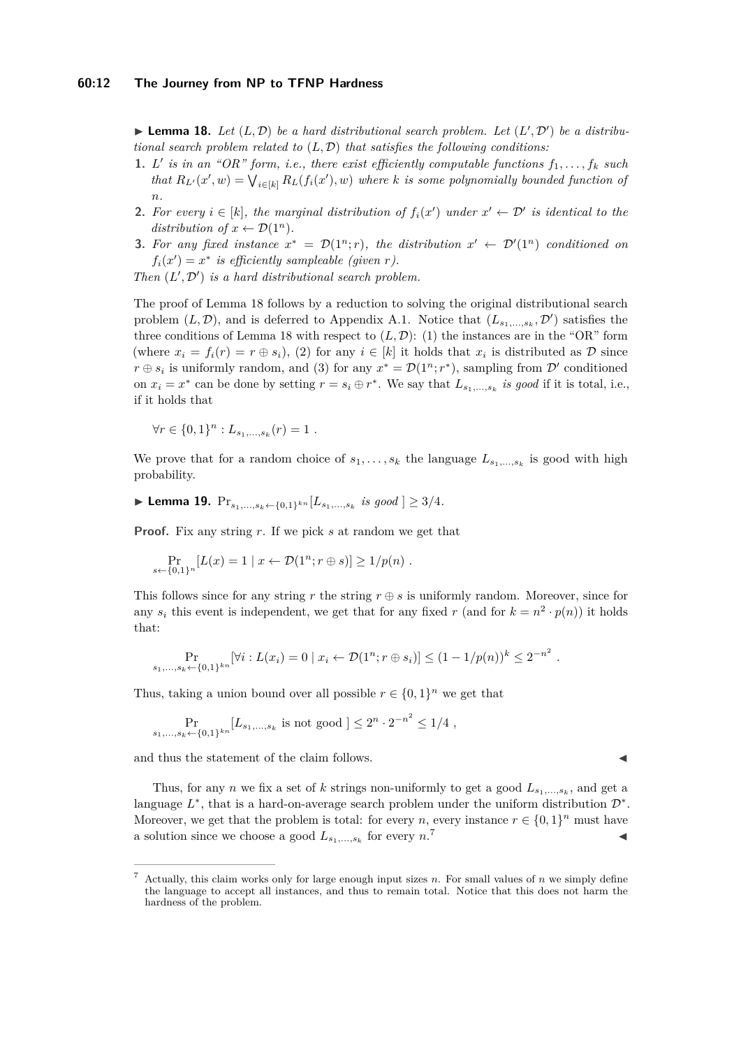▶ **Lemma 18.** *Let $(L, \mathcal{D})$ be a hard distributional search problem. Let $(L', \mathcal{D}')$ be a distributional search problem related to $(L, \mathcal{D})$ that satisfies the following conditions:*

1. *$L'$ is in an "OR" form, i.e., there exist efficiently computable functions $f_1, \ldots, f_k$ such that $R_{L'}(x', w) = \bigvee_{i \in [k]} R_L(f_i(x'), w)$ where $k$ is some polynomially bounded function of $n$.*
2. *For every $i \in [k]$, the marginal distribution of $f_i(x')$ under $x' \leftarrow \mathcal{D}'$ is identical to the distribution of $x \leftarrow \mathcal{D}(1^n)$.*
3. *For any fixed instance $x^* = \mathcal{D}(1^n; r)$, the distribution $x' \leftarrow \mathcal{D}'(1^n)$ conditioned on $f_i(x') = x^*$ is efficiently sampleable (given $r$).*

*Then $(L', \mathcal{D}')$ is a hard distributional search problem.*

The proof of Lemma 18 follows by a reduction to solving the original distributional search problem $(L, \mathcal{D})$, and is deferred to Appendix A.1. Notice that $(L_{s_1,\ldots,s_k}, \mathcal{D}')$ satisfies the three conditions of Lemma 18 with respect to $(L, \mathcal{D})$: (1) the instances are in the "OR" form (where $x_i = f_i(r) = r \oplus s_i$), (2) for any $i \in [k]$ it holds that $x_i$ is distributed as $\mathcal{D}$ since $r \oplus s_i$ is uniformly random, and (3) for any $x^* = \mathcal{D}(1^n; r^*)$, sampling from $\mathcal{D}'$ conditioned on $x_i = x^*$ can be done by setting $r = s_i \oplus r^*$. We say that $L_{s_1,\ldots,s_k}$ *is good* if it is total, i.e., if it holds that

$$\forall r \in \{0,1\}^n : L_{s_1,\ldots,s_k}(r) = 1 \ .$$

We prove that for a random choice of $s_1, \ldots, s_k$ the language $L_{s_1,\ldots,s_k}$ is good with high probability.

▶ **Lemma 19.** $\Pr_{s_1,\ldots,s_k \leftarrow \{0,1\}^{kn}}[L_{s_1,\ldots,s_k}$ *is good* $] \geq 3/4$.

**Proof.** Fix any string $r$. If we pick $s$ at random we get that

$$\Pr_{s \leftarrow \{0,1\}^n}[L(x) = 1 \mid x \leftarrow \mathcal{D}(1^n; r \oplus s)] \geq 1/p(n) \ .$$

This follows since for any string $r$ the string $r \oplus s$ is uniformly random. Moreover, since for any $s_i$ this event is independent, we get that for any fixed $r$ (and for $k = n^2 \cdot p(n)$) it holds that:

$$\Pr_{s_1,\ldots,s_k \leftarrow \{0,1\}^{kn}}[\forall i : L(x_i) = 0 \mid x_i \leftarrow \mathcal{D}(1^n; r \oplus s_i)] \leq (1 - 1/p(n))^k \leq 2^{-n^2} \ .$$

Thus, taking a union bound over all possible $r \in \{0,1\}^n$ we get that

$$\Pr_{s_1,\ldots,s_k \leftarrow \{0,1\}^{kn}}[L_{s_1,\ldots,s_k} \text{ is not good }] \leq 2^n \cdot 2^{-n^2} \leq 1/4 \ ,$$

and thus the statement of the claim follows. ◀

Thus, for any $n$ we fix a set of $k$ strings non-uniformly to get a good $L_{s_1,\ldots,s_k}$, and get a language $L^*$, that is a hard-on-average search problem under the uniform distribution $\mathcal{D}^*$. Moreover, we get that the problem is total: for every $n$, every instance $r \in \{0,1\}^n$ must have a solution since we choose a good $L_{s_1,\ldots,s_k}$ for every $n$.[7] ◀

[7] Actually, this claim works only for large enough input sizes $n$. For small values of $n$ we simply define the language to accept all instances, and thus to remain total. Notice that this does not harm the hardness of the problem.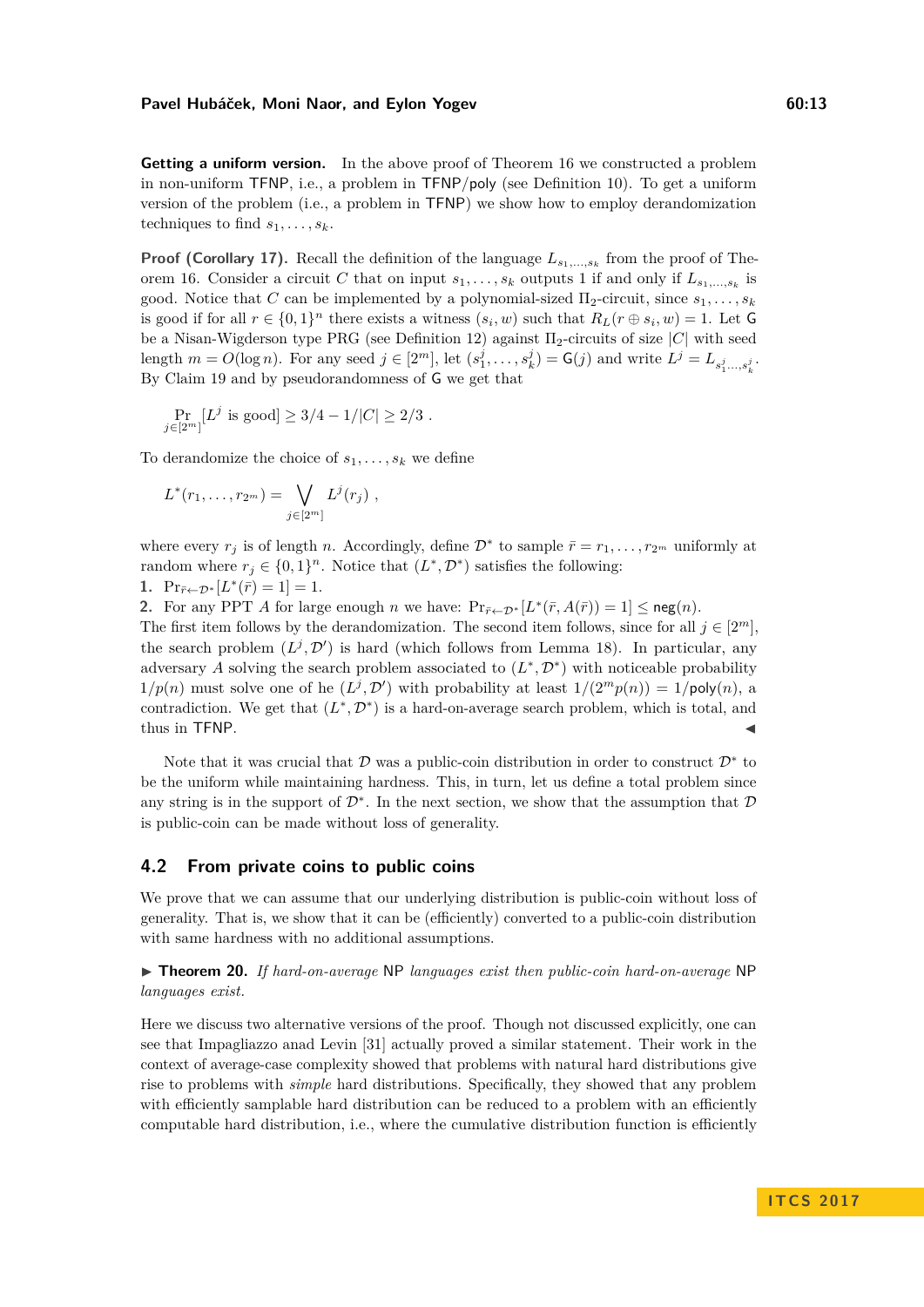**Getting a uniform version.** In the above proof of Theorem 16 we constructed a problem in non-uniform TFNP, i.e., a problem in TFNP/poly (see Definition 10). To get a uniform version of the problem (i.e., a problem in TFNP) we show how to employ derandomization techniques to find $s_1, \ldots, s_k$.

**Proof (Corollary 17).** Recall the definition of the language $L_{s_1,\ldots,s_k}$ from the proof of Theorem 16. Consider a circuit $C$ that on input $s_1, \ldots, s_k$ outputs 1 if and only if $L_{s_1,\ldots,s_k}$ is good. Notice that $C$ can be implemented by a polynomial-sized $\Pi_2$-circuit, since $s_1, \ldots, s_k$ is good if for all $r \in \{0,1\}^n$ there exists a witness $(s_i, w)$ such that $R_L(r \oplus s_i, w) = 1$. Let $\mathsf{G}$ be a Nisan-Wigderson type PRG (see Definition 12) against $\Pi_2$-circuits of size $|C|$ with seed length $m = O(\log n)$. For any seed $j \in [2^m]$, let $(s_1^j, \ldots, s_k^j) = \mathsf{G}(j)$ and write $L^j = L_{s_1^j,\ldots,s_k^j}$. By Claim 19 and by pseudorandomness of $\mathsf{G}$ we get that

$$\Pr_{j \in [2^m]}[L^j \text{ is good}] \geq 3/4 - 1/|C| \geq 2/3 \ .$$

To derandomize the choice of $s_1, \ldots, s_k$ we define

$$L^*(r_1, \ldots, r_{2^m}) = \bigvee_{j \in [2^m]} L^j(r_j) \ ,$$

where every $r_j$ is of length $n$. Accordingly, define $\mathcal{D}^*$ to sample $\bar{r} = r_1, \ldots, r_{2^m}$ uniformly at random where $r_j \in \{0,1\}^n$. Notice that $(L^*, \mathcal{D}^*)$ satisfies the following:

1. $\Pr_{\bar{r} \leftarrow \mathcal{D}^*}[L^*(\bar{r}) = 1] = 1$.
2. For any PPT $A$ for large enough $n$ we have: $\Pr_{\bar{r} \leftarrow \mathcal{D}^*}[L^*(\bar{r}, A(\bar{r})) = 1] \leq \mathsf{neg}(n)$.

The first item follows by the derandomization. The second item follows, since for all $j \in [2^m]$, the search problem $(L^j, \mathcal{D}')$ is hard (which follows from Lemma 18). In particular, any adversary $A$ solving the search problem associated to $(L^*, \mathcal{D}^*)$ with noticeable probability $1/p(n)$ must solve one of he $(L^j, \mathcal{D}')$ with probability at least $1/(2^m p(n)) = 1/\mathsf{poly}(n)$, a contradiction. We get that $(L^*, \mathcal{D}^*)$ is a hard-on-average search problem, which is total, and thus in TFNP. ◀

Note that it was crucial that $\mathcal{D}$ was a public-coin distribution in order to construct $\mathcal{D}^*$ to be the uniform while maintaining hardness. This, in turn, let us define a total problem since any string is in the support of $\mathcal{D}^*$. In the next section, we show that the assumption that $\mathcal{D}$ is public-coin can be made without loss of generality.

## 4.2 From private coins to public coins

We prove that we can assume that our underlying distribution is public-coin without loss of generality. That is, we show that it can be (efficiently) converted to a public-coin distribution with same hardness with no additional assumptions.

▶ **Theorem 20.** *If hard-on-average* NP *languages exist then public-coin hard-on-average* NP *languages exist.*

Here we discuss two alternative versions of the proof. Though not discussed explicitly, one can see that Impagliazzo anad Levin [31] actually proved a similar statement. Their work in the context of average-case complexity showed that problems with natural hard distributions give rise to problems with *simple* hard distributions. Specifically, they showed that any problem with efficiently samplable hard distribution can be reduced to a problem with an efficiently computable hard distribution, i.e., where the cumulative distribution function is efficiently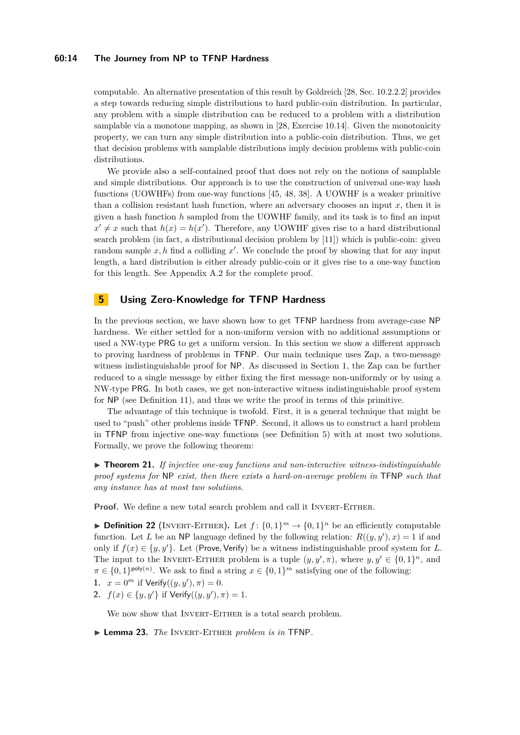computable. An alternative presentation of this result by Goldreich [28, Sec. 10.2.2.2] provides a step towards reducing simple distributions to hard public-coin distribution. In particular, any problem with a simple distribution can be reduced to a problem with a distribution samplable via a monotone mapping, as shown in [28, Exercise 10.14]. Given the monotonicity property, we can turn any simple distribution into a public-coin distribution. Thus, we get that decision problems with samplable distributions imply decision problems with public-coin distributions.

We provide also a self-contained proof that does not rely on the notions of samplable and simple distributions. Our approach is to use the construction of universal one-way hash functions (UOWHFs) from one-way functions [45, 48, 38]. A UOWHF is a weaker primitive than a collision resistant hash function, where an adversary chooses an input $x$, then it is given a hash function $h$ sampled from the UOWHF family, and its task is to find an input $x' \neq x$ such that $h(x) = h(x')$. Therefore, any UOWHF gives rise to a hard distributional search problem (in fact, a distributional decision problem by [11]) which is public-coin: given random sample $x, h$ find a colliding $x'$. We conclude the proof by showing that for any input length, a hard distribution is either already public-coin or it gives rise to a one-way function for this length. See Appendix A.2 for the complete proof.

## 5 Using Zero-Knowledge for TFNP Hardness

In the previous section, we have shown how to get TFNP hardness from average-case NP hardness. We either settled for a non-uniform version with no additional assumptions or used a NW-type PRG to get a uniform version. In this section we show a different approach to proving hardness of problems in TFNP. Our main technique uses Zap, a two-message witness indistinguishable proof for NP. As discussed in Section 1, the Zap can be further reduced to a single message by either fixing the first message non-uniformly or by using a NW-type PRG. In both cases, we get non-interactive witness indistinguishable proof system for NP (see Definition 11), and thus we write the proof in terms of this primitive.

The advantage of this technique is twofold. First, it is a general technique that might be used to "push" other problems inside TFNP. Second, it allows us to construct a hard problem in TFNP from injective one-way functions (see Definition 5) with at most two solutions. Formally, we prove the following theorem:

▶ **Theorem 21.** *If injective one-way functions and non-interactive witness-indistinguishable proof systems for* NP *exist, then there exists a hard-on-average problem in* TFNP *such that any instance has at most two solutions.*

**Proof.** We define a new total search problem and call it Invert-Either.

▶ **Definition 22** (Invert-Either). Let $f \colon \{0,1\}^m \to \{0,1\}^n$ be an efficiently computable function. Let $L$ be an NP language defined by the following relation: $R((y, y'), x) = 1$ if and only if $f(x) \in \{y, y'\}$. Let (Prove, Verify) be a witness indistinguishable proof system for $L$. The input to the Invert-Either problem is a tuple $(y, y', \pi)$, where $y, y' \in \{0,1\}^n$, and $\pi \in \{0,1\}^{\mathsf{poly}(n)}$. We ask to find a string $x \in \{0,1\}^m$ satisfying one of the following:

1. $x = 0^m$ if $\mathsf{Verify}((y, y'), \pi) = 0$.
2. $f(x) \in \{y, y'\}$ if $\mathsf{Verify}((y, y'), \pi) = 1$.

We now show that Invert-Either is a total search problem.

▶ **Lemma 23.** *The* Invert-Either *problem is in* TFNP.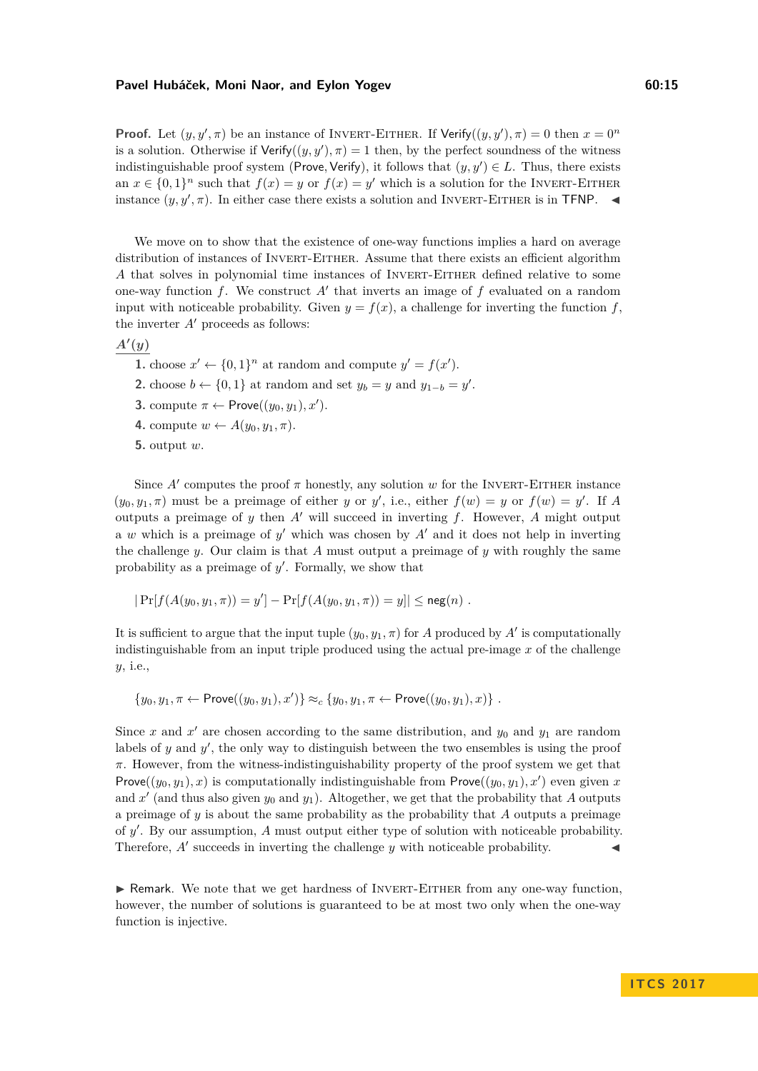**Proof.** Let $(y, y', \pi)$ be an instance of INVERT-EITHER. If $\mathsf{Verify}((y, y'), \pi) = 0$ then $x = 0^n$ is a solution. Otherwise if $\mathsf{Verify}((y, y'), \pi) = 1$ then, by the perfect soundness of the witness indistinguishable proof system $(\mathsf{Prove}, \mathsf{Verify})$, it follows that $(y, y') \in L$. Thus, there exists an $x \in \{0,1\}^n$ such that $f(x) = y$ or $f(x) = y'$ which is a solution for the INVERT-EITHER instance $(y, y', \pi)$. In either case there exists a solution and INVERT-EITHER is in TFNP. ◂

We move on to show that the existence of one-way functions implies a hard on average distribution of instances of INVERT-EITHER. Assume that there exists an efficient algorithm $A$ that solves in polynomial time instances of INVERT-EITHER defined relative to some one-way function $f$. We construct $A'$ that inverts an image of $f$ evaluated on a random input with noticeable probability. Given $y = f(x)$, a challenge for inverting the function $f$, the inverter $A'$ proceeds as follows:

$\underline{A'(y)}$

1. choose $x' \leftarrow \{0,1\}^n$ at random and compute $y' = f(x')$.
2. choose $b \leftarrow \{0,1\}$ at random and set $y_b = y$ and $y_{1-b} = y'$.
3. compute $\pi \leftarrow \mathsf{Prove}((y_0, y_1), x')$.
4. compute $w \leftarrow A(y_0, y_1, \pi)$.
5. output $w$.

Since $A'$ computes the proof $\pi$ honestly, any solution $w$ for the INVERT-EITHER instance $(y_0, y_1, \pi)$ must be a preimage of either $y$ or $y'$, i.e., either $f(w) = y$ or $f(w) = y'$. If $A$ outputs a preimage of $y$ then $A'$ will succeed in inverting $f$. However, $A$ might output a $w$ which is a preimage of $y'$ which was chosen by $A'$ and it does not help in inverting the challenge $y$. Our claim is that $A$ must output a preimage of $y$ with roughly the same probability as a preimage of $y'$. Formally, we show that

$$|\Pr[f(A(y_0, y_1, \pi)) = y'] - \Pr[f(A(y_0, y_1, \pi)) = y]| \leq \mathsf{neg}(n) .$$

It is sufficient to argue that the input tuple $(y_0, y_1, \pi)$ for $A$ produced by $A'$ is computationally indistinguishable from an input triple produced using the actual pre-image $x$ of the challenge $y$, i.e.,

$$\{y_0, y_1, \pi \leftarrow \mathsf{Prove}((y_0, y_1), x')\} \approx_c \{y_0, y_1, \pi \leftarrow \mathsf{Prove}((y_0, y_1), x)\} .$$

Since $x$ and $x'$ are chosen according to the same distribution, and $y_0$ and $y_1$ are random labels of $y$ and $y'$, the only way to distinguish between the two ensembles is using the proof $\pi$. However, from the witness-indistinguishability property of the proof system we get that $\mathsf{Prove}((y_0, y_1), x)$ is computationally indistinguishable from $\mathsf{Prove}((y_0, y_1), x')$ even given $x$ and $x'$ (and thus also given $y_0$ and $y_1$). Altogether, we get that the probability that $A$ outputs a preimage of $y$ is about the same probability as the probability that $A$ outputs a preimage of $y'$. By our assumption, $A$ must output either type of solution with noticeable probability. Therefore, $A'$ succeeds in inverting the challenge $y$ with noticeable probability. ◂

▶ **Remark.** We note that we get hardness of INVERT-EITHER from any one-way function, however, the number of solutions is guaranteed to be at most two only when the one-way function is injective.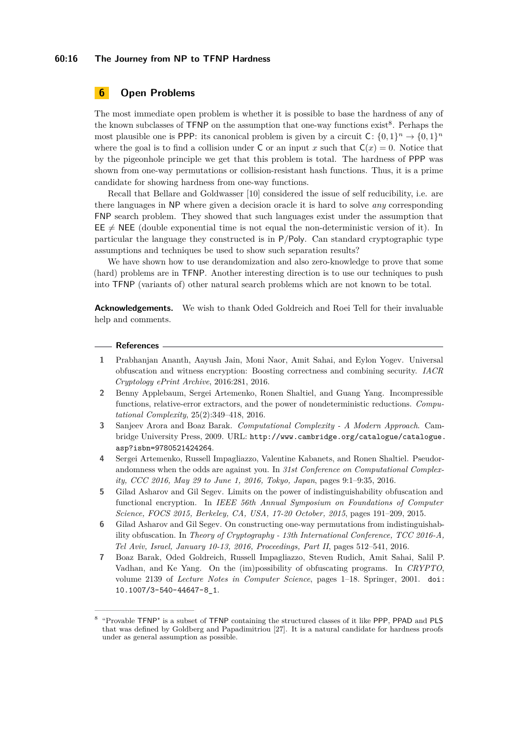## 6 Open Problems

The most immediate open problem is whether it is possible to base the hardness of any of the known subclasses of TFNP on the assumption that one-way functions exist[8]. Perhaps the most plausible one is PPP: its canonical problem is given by a circuit $\mathsf{C}\colon \{0,1\}^n \to \{0,1\}^n$ where the goal is to find a collision under C or an input $x$ such that $\mathsf{C}(x) = 0$. Notice that by the pigeonhole principle we get that this problem is total. The hardness of PPP was shown from one-way permutations or collision-resistant hash functions. Thus, it is a prime candidate for showing hardness from one-way functions.

Recall that Bellare and Goldwasser [10] considered the issue of self reducibility, i.e. are there languages in NP where given a decision oracle it is hard to solve *any* corresponding FNP search problem. They showed that such languages exist under the assumption that $\mathsf{EE} \neq \mathsf{NEE}$ (double exponential time is not equal the non-deterministic version of it). In particular the language they constructed is in P/Poly. Can standard cryptographic type assumptions and techniques be used to show such separation results?

We have shown how to use derandomization and also zero-knowledge to prove that some (hard) problems are in TFNP. Another interesting direction is to use our techniques to push into TFNP (variants of) other natural search problems which are not known to be total.

**Acknowledgements.** We wish to thank Oded Goldreich and Roei Tell for their invaluable help and comments.

### References

1. Prabhanjan Ananth, Aayush Jain, Moni Naor, Amit Sahai, and Eylon Yogev. Universal obfuscation and witness encryption: Boosting correctness and combining security. *IACR Cryptology ePrint Archive*, 2016:281, 2016.
2. Benny Applebaum, Sergei Artemenko, Ronen Shaltiel, and Guang Yang. Incompressible functions, relative-error extractors, and the power of nondeterministic reductions. *Computational Complexity*, 25(2):349–418, 2016.
3. Sanjeev Arora and Boaz Barak. *Computational Complexity - A Modern Approach*. Cambridge University Press, 2009. URL: `http://www.cambridge.org/catalogue/catalogue.asp?isbn=9780521424264`.
4. Sergei Artemenko, Russell Impagliazzo, Valentine Kabanets, and Ronen Shaltiel. Pseudorandomness when the odds are against you. In *31st Conference on Computational Complexity, CCC 2016, May 29 to June 1, 2016, Tokyo, Japan*, pages 9:1–9:35, 2016.
5. Gilad Asharov and Gil Segev. Limits on the power of indistinguishability obfuscation and functional encryption. In *IEEE 56th Annual Symposium on Foundations of Computer Science, FOCS 2015, Berkeley, CA, USA, 17-20 October, 2015*, pages 191–209, 2015.
6. Gilad Asharov and Gil Segev. On constructing one-way permutations from indistinguishability obfuscation. In *Theory of Cryptography - 13th International Conference, TCC 2016-A, Tel Aviv, Israel, January 10-13, 2016, Proceedings, Part II*, pages 512–541, 2016.
7. Boaz Barak, Oded Goldreich, Russell Impagliazzo, Steven Rudich, Amit Sahai, Salil P. Vadhan, and Ke Yang. On the (im)possibility of obfuscating programs. In *CRYPTO*, volume 2139 of *Lecture Notes in Computer Science*, pages 1–18. Springer, 2001. `doi:10.1007/3-540-44647-8_1`.

---

[8] "Provable TFNP" is a subset of TFNP containing the structured classes of it like PPP, PPAD and PLS that was defined by Goldberg and Papadimitriou [27]. It is a natural candidate for hardness proofs under as general assumption as possible.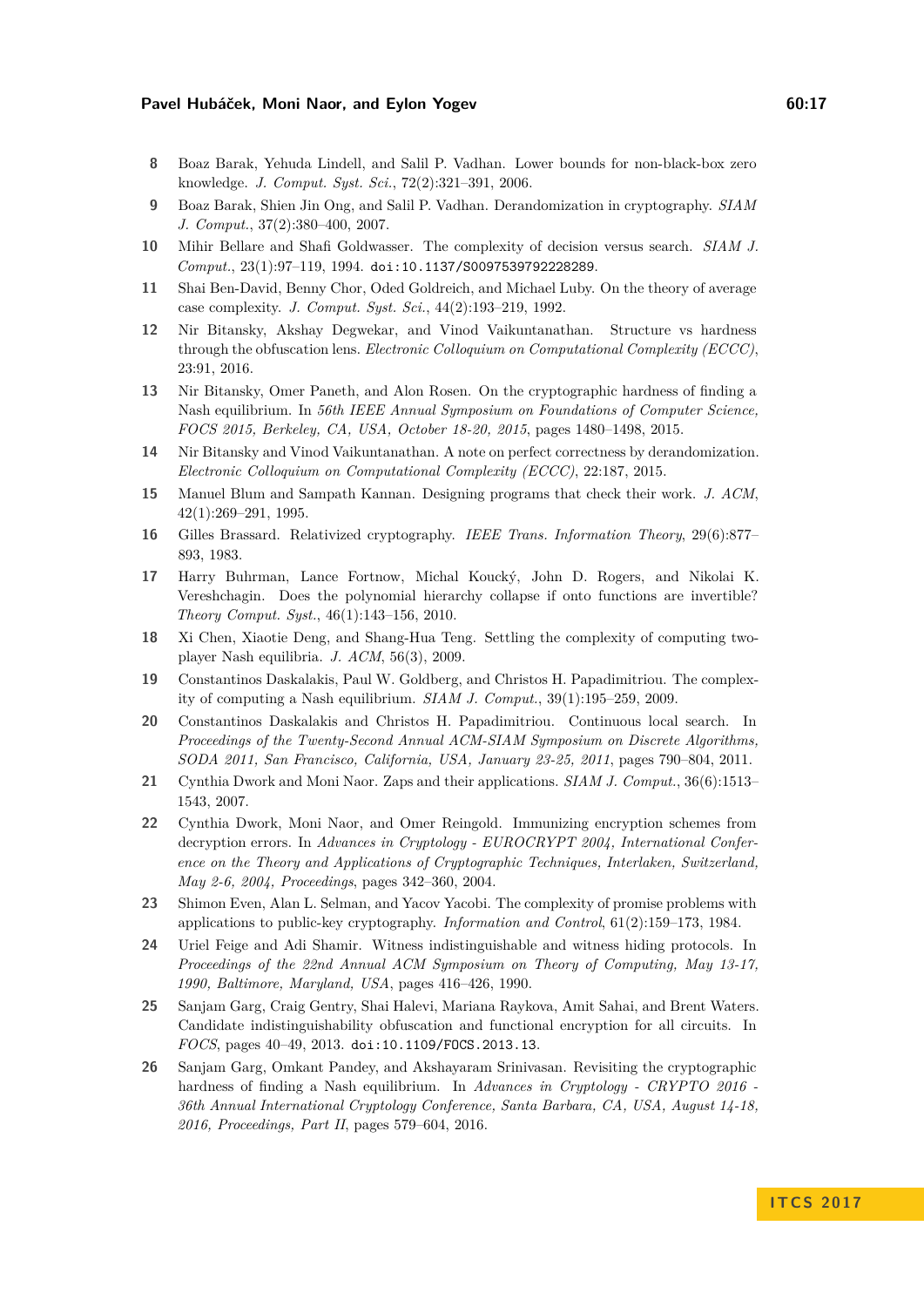8. Boaz Barak, Yehuda Lindell, and Salil P. Vadhan. Lower bounds for non-black-box zero knowledge. *J. Comput. Syst. Sci.*, 72(2):321–391, 2006.
9. Boaz Barak, Shien Jin Ong, and Salil P. Vadhan. Derandomization in cryptography. *SIAM J. Comput.*, 37(2):380–400, 2007.
10. Mihir Bellare and Shafi Goldwasser. The complexity of decision versus search. *SIAM J. Comput.*, 23(1):97–119, 1994. doi:10.1137/S0097539792228289.
11. Shai Ben-David, Benny Chor, Oded Goldreich, and Michael Luby. On the theory of average case complexity. *J. Comput. Syst. Sci.*, 44(2):193–219, 1992.
12. Nir Bitansky, Akshay Degwekar, and Vinod Vaikuntanathan. Structure vs hardness through the obfuscation lens. *Electronic Colloquium on Computational Complexity (ECCC)*, 23:91, 2016.
13. Nir Bitansky, Omer Paneth, and Alon Rosen. On the cryptographic hardness of finding a Nash equilibrium. In *56th IEEE Annual Symposium on Foundations of Computer Science, FOCS 2015, Berkeley, CA, USA, October 18-20, 2015*, pages 1480–1498, 2015.
14. Nir Bitansky and Vinod Vaikuntanathan. A note on perfect correctness by derandomization. *Electronic Colloquium on Computational Complexity (ECCC)*, 22:187, 2015.
15. Manuel Blum and Sampath Kannan. Designing programs that check their work. *J. ACM*, 42(1):269–291, 1995.
16. Gilles Brassard. Relativized cryptography. *IEEE Trans. Information Theory*, 29(6):877–893, 1983.
17. Harry Buhrman, Lance Fortnow, Michal Koucký, John D. Rogers, and Nikolai K. Vereshchagin. Does the polynomial hierarchy collapse if onto functions are invertible? *Theory Comput. Syst.*, 46(1):143–156, 2010.
18. Xi Chen, Xiaotie Deng, and Shang-Hua Teng. Settling the complexity of computing two-player Nash equilibria. *J. ACM*, 56(3), 2009.
19. Constantinos Daskalakis, Paul W. Goldberg, and Christos H. Papadimitriou. The complexity of computing a Nash equilibrium. *SIAM J. Comput.*, 39(1):195–259, 2009.
20. Constantinos Daskalakis and Christos H. Papadimitriou. Continuous local search. In *Proceedings of the Twenty-Second Annual ACM-SIAM Symposium on Discrete Algorithms, SODA 2011, San Francisco, California, USA, January 23-25, 2011*, pages 790–804, 2011.
21. Cynthia Dwork and Moni Naor. Zaps and their applications. *SIAM J. Comput.*, 36(6):1513–1543, 2007.
22. Cynthia Dwork, Moni Naor, and Omer Reingold. Immunizing encryption schemes from decryption errors. In *Advances in Cryptology - EUROCRYPT 2004, International Conference on the Theory and Applications of Cryptographic Techniques, Interlaken, Switzerland, May 2-6, 2004, Proceedings*, pages 342–360, 2004.
23. Shimon Even, Alan L. Selman, and Yacov Yacobi. The complexity of promise problems with applications to public-key cryptography. *Information and Control*, 61(2):159–173, 1984.
24. Uriel Feige and Adi Shamir. Witness indistinguishable and witness hiding protocols. In *Proceedings of the 22nd Annual ACM Symposium on Theory of Computing, May 13-17, 1990, Baltimore, Maryland, USA*, pages 416–426, 1990.
25. Sanjam Garg, Craig Gentry, Shai Halevi, Mariana Raykova, Amit Sahai, and Brent Waters. Candidate indistinguishability obfuscation and functional encryption for all circuits. In *FOCS*, pages 40–49, 2013. doi:10.1109/FOCS.2013.13.
26. Sanjam Garg, Omkant Pandey, and Akshayaram Srinivasan. Revisiting the cryptographic hardness of finding a Nash equilibrium. In *Advances in Cryptology - CRYPTO 2016 - 36th Annual International Cryptology Conference, Santa Barbara, CA, USA, August 14-18, 2016, Proceedings, Part II*, pages 579–604, 2016.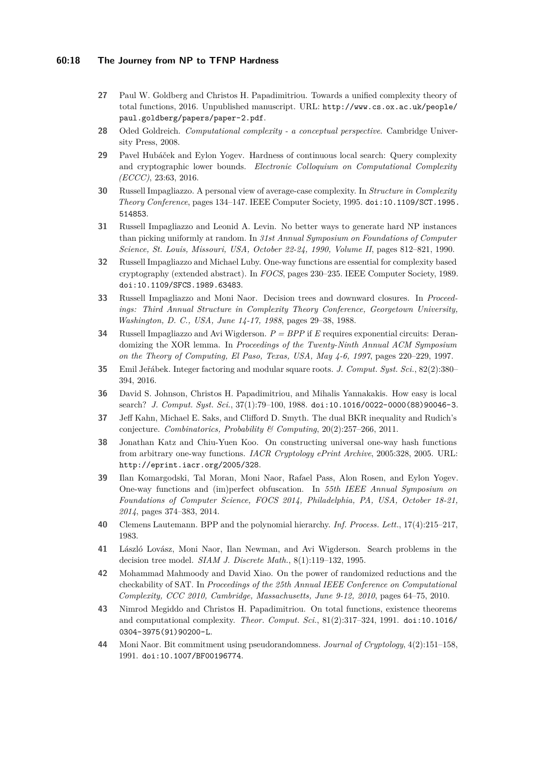**27** Paul W. Goldberg and Christos H. Papadimitriou. Towards a unified complexity theory of total functions, 2016. Unpublished manuscript. URL: http://www.cs.ox.ac.uk/people/paul.goldberg/papers/paper-2.pdf.

**28** Oded Goldreich. *Computational complexity - a conceptual perspective*. Cambridge University Press, 2008.

**29** Pavel Hubáček and Eylon Yogev. Hardness of continuous local search: Query complexity and cryptographic lower bounds. *Electronic Colloquium on Computational Complexity (ECCC)*, 23:63, 2016.

**30** Russell Impagliazzo. A personal view of average-case complexity. In *Structure in Complexity Theory Conference*, pages 134–147. IEEE Computer Society, 1995. doi:10.1109/SCT.1995.514853.

**31** Russell Impagliazzo and Leonid A. Levin. No better ways to generate hard NP instances than picking uniformly at random. In *31st Annual Symposium on Foundations of Computer Science, St. Louis, Missouri, USA, October 22-24, 1990, Volume II*, pages 812–821, 1990.

**32** Russell Impagliazzo and Michael Luby. One-way functions are essential for complexity based cryptography (extended abstract). In *FOCS*, pages 230–235. IEEE Computer Society, 1989. doi:10.1109/SFCS.1989.63483.

**33** Russell Impagliazzo and Moni Naor. Decision trees and downward closures. In *Proceedings: Third Annual Structure in Complexity Theory Conference, Georgetown University, Washington, D. C., USA, June 14-17, 1988*, pages 29–38, 1988.

**34** Russell Impagliazzo and Avi Wigderson. $P = BPP$ if $E$ requires exponential circuits: Derandomizing the XOR lemma. In *Proceedings of the Twenty-Ninth Annual ACM Symposium on the Theory of Computing, El Paso, Texas, USA, May 4-6, 1997*, pages 220–229, 1997.

**35** Emil Jeřábek. Integer factoring and modular square roots. *J. Comput. Syst. Sci.*, 82(2):380–394, 2016.

**36** David S. Johnson, Christos H. Papadimitriou, and Mihalis Yannakakis. How easy is local search? *J. Comput. Syst. Sci.*, 37(1):79–100, 1988. doi:10.1016/0022-0000(88)90046-3.

**37** Jeff Kahn, Michael E. Saks, and Clifford D. Smyth. The dual BKR inequality and Rudich's conjecture. *Combinatorics, Probability & Computing*, 20(2):257–266, 2011.

**38** Jonathan Katz and Chiu-Yuen Koo. On constructing universal one-way hash functions from arbitrary one-way functions. *IACR Cryptology ePrint Archive*, 2005:328, 2005. URL: http://eprint.iacr.org/2005/328.

**39** Ilan Komargodski, Tal Moran, Moni Naor, Rafael Pass, Alon Rosen, and Eylon Yogev. One-way functions and (im)perfect obfuscation. In *55th IEEE Annual Symposium on Foundations of Computer Science, FOCS 2014, Philadelphia, PA, USA, October 18-21, 2014*, pages 374–383, 2014.

**40** Clemens Lautemann. BPP and the polynomial hierarchy. *Inf. Process. Lett.*, 17(4):215–217, 1983.

**41** László Lovász, Moni Naor, Ilan Newman, and Avi Wigderson. Search problems in the decision tree model. *SIAM J. Discrete Math.*, 8(1):119–132, 1995.

**42** Mohammad Mahmoody and David Xiao. On the power of randomized reductions and the checkability of SAT. In *Proceedings of the 25th Annual IEEE Conference on Computational Complexity, CCC 2010, Cambridge, Massachusetts, June 9-12, 2010*, pages 64–75, 2010.

**43** Nimrod Megiddo and Christos H. Papadimitriou. On total functions, existence theorems and computational complexity. *Theor. Comput. Sci.*, 81(2):317–324, 1991. doi:10.1016/0304-3975(91)90200-L.

**44** Moni Naor. Bit commitment using pseudorandomness. *Journal of Cryptology*, 4(2):151–158, 1991. doi:10.1007/BF00196774.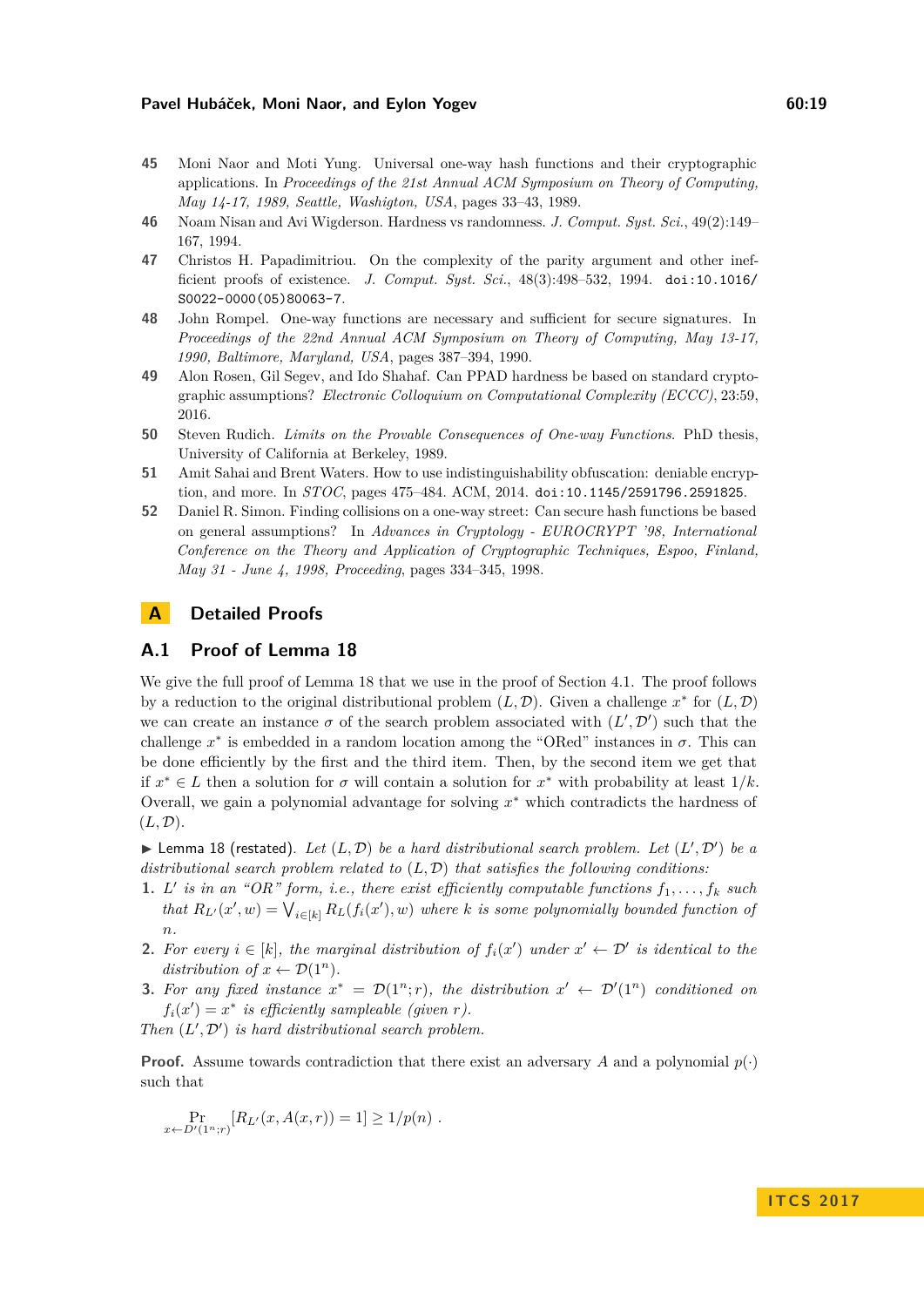45 Moni Naor and Moti Yung. Universal one-way hash functions and their cryptographic applications. In *Proceedings of the 21st Annual ACM Symposium on Theory of Computing, May 14-17, 1989, Seattle, Washigton, USA*, pages 33–43, 1989.

46 Noam Nisan and Avi Wigderson. Hardness vs randomness. *J. Comput. Syst. Sci.*, 49(2):149–167, 1994.

47 Christos H. Papadimitriou. On the complexity of the parity argument and other inefficient proofs of existence. *J. Comput. Syst. Sci.*, 48(3):498–532, 1994. doi:10.1016/S0022-0000(05)80063-7.

48 John Rompel. One-way functions are necessary and sufficient for secure signatures. In *Proceedings of the 22nd Annual ACM Symposium on Theory of Computing, May 13-17, 1990, Baltimore, Maryland, USA*, pages 387–394, 1990.

49 Alon Rosen, Gil Segev, and Ido Shahaf. Can PPAD hardness be based on standard cryptographic assumptions? *Electronic Colloquium on Computational Complexity (ECCC)*, 23:59, 2016.

50 Steven Rudich. *Limits on the Provable Consequences of One-way Functions*. PhD thesis, University of California at Berkeley, 1989.

51 Amit Sahai and Brent Waters. How to use indistinguishability obfuscation: deniable encryption, and more. In *STOC*, pages 475–484. ACM, 2014. doi:10.1145/2591796.2591825.

52 Daniel R. Simon. Finding collisions on a one-way street: Can secure hash functions be based on general assumptions? In *Advances in Cryptology - EUROCRYPT '98, International Conference on the Theory and Application of Cryptographic Techniques, Espoo, Finland, May 31 - June 4, 1998, Proceeding*, pages 334–345, 1998.

# A Detailed Proofs

## A.1 Proof of Lemma 18

We give the full proof of Lemma 18 that we use in the proof of Section 4.1. The proof follows by a reduction to the original distributional problem $(L, \mathcal{D})$. Given a challenge $x^*$ for $(L, \mathcal{D})$ we can create an instance $\sigma$ of the search problem associated with $(L', \mathcal{D}')$ such that the challenge $x^*$ is embedded in a random location among the "ORed" instances in $\sigma$. This can be done efficiently by the first and the third item. Then, by the second item we get that if $x^* \in L$ then a solution for $\sigma$ will contain a solution for $x^*$ with probability at least $1/k$. Overall, we gain a polynomial advantage for solving $x^*$ which contradicts the hardness of $(L, \mathcal{D})$.

▶ Lemma 18 (restated). *Let $(L, \mathcal{D})$ be a hard distributional search problem. Let $(L', \mathcal{D}')$ be a distributional search problem related to $(L, \mathcal{D})$ that satisfies the following conditions:*

1. *$L'$ is in an "OR" form, i.e., there exist efficiently computable functions $f_1, \ldots, f_k$ such that $R_{L'}(x', w) = \bigvee_{i \in [k]} R_L(f_i(x'), w)$ where $k$ is some polynomially bounded function of $n$.*
2. *For every $i \in [k]$, the marginal distribution of $f_i(x')$ under $x' \leftarrow \mathcal{D}'$ is identical to the distribution of $x \leftarrow \mathcal{D}(1^n)$.*
3. *For any fixed instance $x^* = \mathcal{D}(1^n; r)$, the distribution $x' \leftarrow \mathcal{D}'(1^n)$ conditioned on $f_i(x') = x^*$ is efficiently sampleable (given $r$).*

*Then $(L', \mathcal{D}')$ is hard distributional search problem.*

**Proof.** Assume towards contradiction that there exist an adversary $A$ and a polynomial $p(\cdot)$ such that

$$\Pr_{x \leftarrow D'(1^n;r)}[R_{L'}(x, A(x, r)) = 1] \geq 1/p(n) .$$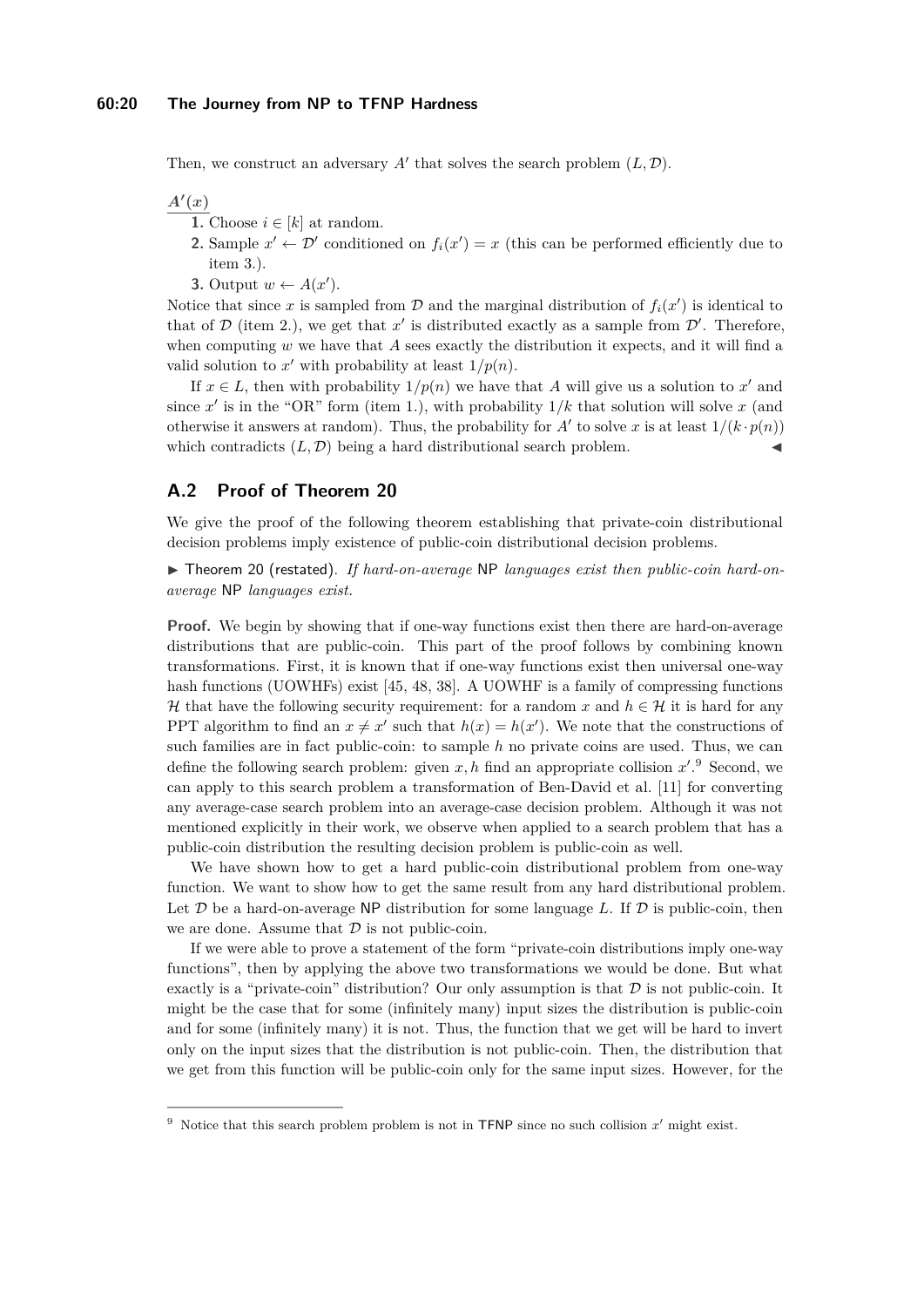Then, we construct an adversary $A'$ that solves the search problem $(L, \mathcal{D})$.

$\underline{A'(x)}$

1. Choose $i \in [k]$ at random.
2. Sample $x' \leftarrow \mathcal{D}'$ conditioned on $f_i(x') = x$ (this can be performed efficiently due to item 3.).
3. Output $w \leftarrow A(x')$.

Notice that since $x$ is sampled from $\mathcal{D}$ and the marginal distribution of $f_i(x')$ is identical to that of $\mathcal{D}$ (item 2.), we get that $x'$ is distributed exactly as a sample from $\mathcal{D}'$. Therefore, when computing $w$ we have that $A$ sees exactly the distribution it expects, and it will find a valid solution to $x'$ with probability at least $1/p(n)$.

If $x \in L$, then with probability $1/p(n)$ we have that $A$ will give us a solution to $x'$ and since $x'$ is in the "OR" form (item 1.), with probability $1/k$ that solution will solve $x$ (and otherwise it answers at random). Thus, the probability for $A'$ to solve $x$ is at least $1/(k \cdot p(n))$ which contradicts $(L, \mathcal{D})$ being a hard distributional search problem. ◀

## A.2 Proof of Theorem 20

We give the proof of the following theorem establishing that private-coin distributional decision problems imply existence of public-coin distributional decision problems.

▶ Theorem 20 (restated). *If hard-on-average* NP *languages exist then public-coin hard-on-average* NP *languages exist.*

**Proof.** We begin by showing that if one-way functions exist then there are hard-on-average distributions that are public-coin. This part of the proof follows by combining known transformations. First, it is known that if one-way functions exist then universal one-way hash functions (UOWHFs) exist [45, 48, 38]. A UOWHF is a family of compressing functions $\mathcal{H}$ that have the following security requirement: for a random $x$ and $h \in \mathcal{H}$ it is hard for any PPT algorithm to find an $x \neq x'$ such that $h(x) = h(x')$. We note that the constructions of such families are in fact public-coin: to sample $h$ no private coins are used. Thus, we can define the following search problem: given $x, h$ find an appropriate collision $x'$.[9] Second, we can apply to this search problem a transformation of Ben-David et al. [11] for converting any average-case search problem into an average-case decision problem. Although it was not mentioned explicitly in their work, we observe when applied to a search problem that has a public-coin distribution the resulting decision problem is public-coin as well.

We have shown how to get a hard public-coin distributional problem from one-way function. We want to show how to get the same result from any hard distributional problem. Let $\mathcal{D}$ be a hard-on-average NP distribution for some language $L$. If $\mathcal{D}$ is public-coin, then we are done. Assume that $\mathcal{D}$ is not public-coin.

If we were able to prove a statement of the form "private-coin distributions imply one-way functions", then by applying the above two transformations we would be done. But what exactly is a "private-coin" distribution? Our only assumption is that $\mathcal{D}$ is not public-coin. It might be the case that for some (infinitely many) input sizes the distribution is public-coin and for some (infinitely many) it is not. Thus, the function that we get will be hard to invert only on the input sizes that the distribution is not public-coin. Then, the distribution that we get from this function will be public-coin only for the same input sizes. However, for the

[9] Notice that this search problem problem is not in TFNP since no such collision $x'$ might exist.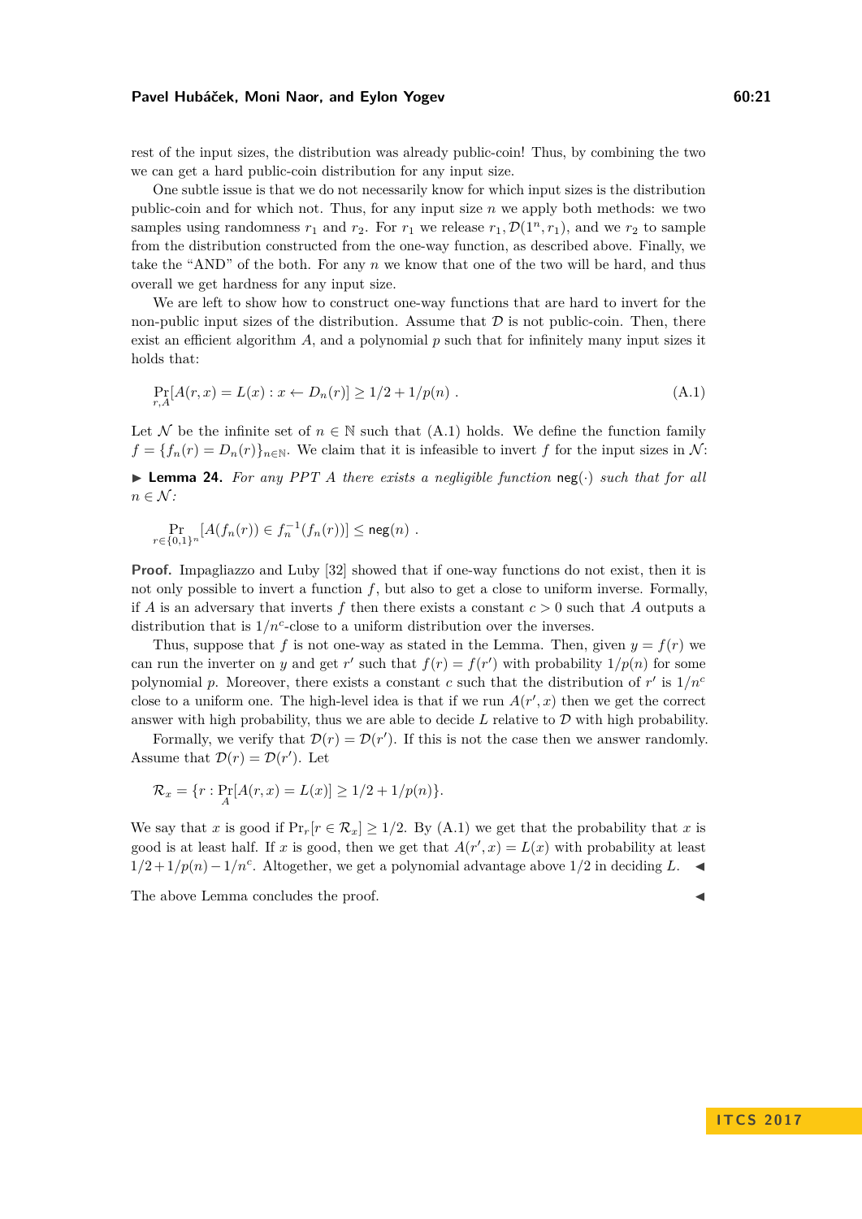rest of the input sizes, the distribution was already public-coin! Thus, by combining the two we can get a hard public-coin distribution for any input size.

One subtle issue is that we do not necessarily know for which input sizes is the distribution public-coin and for which not. Thus, for any input size $n$ we apply both methods: we two samples using randomness $r_1$ and $r_2$. For $r_1$ we release $r_1, \mathcal{D}(1^n, r_1)$, and we $r_2$ to sample from the distribution constructed from the one-way function, as described above. Finally, we take the "AND" of the both. For any $n$ we know that one of the two will be hard, and thus overall we get hardness for any input size.

We are left to show how to construct one-way functions that are hard to invert for the non-public input sizes of the distribution. Assume that $\mathcal{D}$ is not public-coin. Then, there exist an efficient algorithm $A$, and a polynomial $p$ such that for infinitely many input sizes it holds that:

$$\Pr_{r,A}[A(r,x) = L(x) : x \leftarrow D_n(r)] \geq 1/2 + 1/p(n) \ . \tag{A.1}$$

Let $\mathcal{N}$ be the infinite set of $n \in \mathbb{N}$ such that (A.1) holds. We define the function family $f = \{f_n(r) = D_n(r)\}_{n \in \mathbb{N}}$. We claim that it is infeasible to invert $f$ for the input sizes in $\mathcal{N}$:

▶ **Lemma 24.** *For any PPT $A$ there exists a negligible function* $\mathsf{neg}(\cdot)$ *such that for all* $n \in \mathcal{N}$*:*

$$\Pr_{r \in \{0,1\}^n}[A(f_n(r)) \in f_n^{-1}(f_n(r))] \leq \mathsf{neg}(n) \ .$$

**Proof.** Impagliazzo and Luby [32] showed that if one-way functions do not exist, then it is not only possible to invert a function $f$, but also to get a close to uniform inverse. Formally, if $A$ is an adversary that inverts $f$ then there exists a constant $c > 0$ such that $A$ outputs a distribution that is $1/n^c$-close to a uniform distribution over the inverses.

Thus, suppose that $f$ is not one-way as stated in the Lemma. Then, given $y = f(r)$ we can run the inverter on $y$ and get $r'$ such that $f(r) = f(r')$ with probability $1/p(n)$ for some polynomial $p$. Moreover, there exists a constant $c$ such that the distribution of $r'$ is $1/n^c$ close to a uniform one. The high-level idea is that if we run $A(r', x)$ then we get the correct answer with high probability, thus we are able to decide $L$ relative to $\mathcal{D}$ with high probability.

Formally, we verify that $\mathcal{D}(r) = \mathcal{D}(r')$. If this is not the case then we answer randomly. Assume that $\mathcal{D}(r) = \mathcal{D}(r')$. Let

$$\mathcal{R}_x = \{r : \Pr_A[A(r,x) = L(x)] \geq 1/2 + 1/p(n)\}.$$

We say that $x$ is good if $\Pr_r[r \in \mathcal{R}_x] \geq 1/2$. By (A.1) we get that the probability that $x$ is good is at least half. If $x$ is good, then we get that $A(r', x) = L(x)$ with probability at least $1/2 + 1/p(n) - 1/n^c$. Altogether, we get a polynomial advantage above $1/2$ in deciding $L$. ◀

The above Lemma concludes the proof. ◀